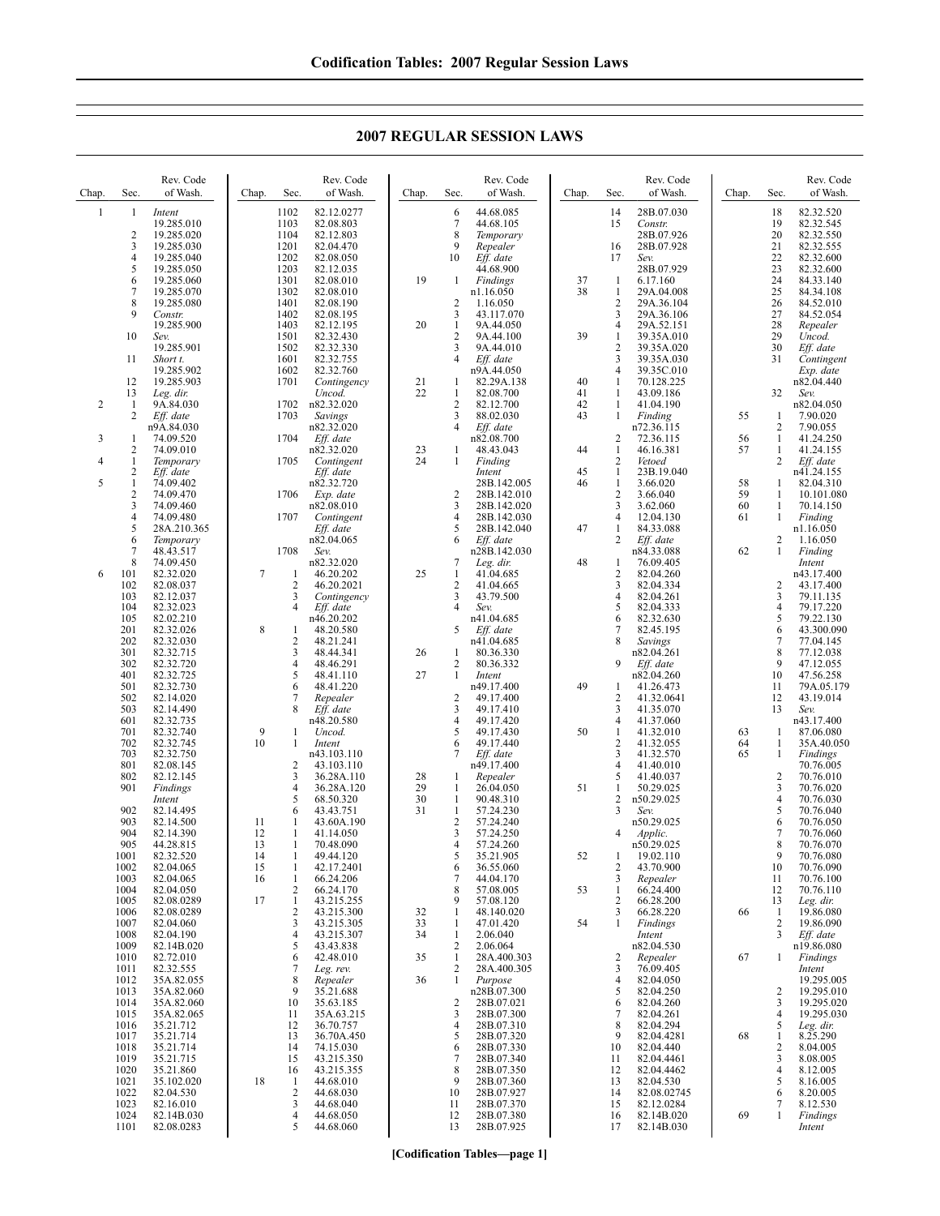## 2007 REGULAR SESSION LAWS

| Chap. | Sec. | Rev. Code of Wash. |
|---|---|---|
| 1 | 1 | *Intent* 19.285.010 |
| | 2 | 19.285.020 |
| | 3 | 19.285.030 |
| | 4 | 19.285.040 |
| | 5 | 19.285.050 |
| | 6 | 19.285.060 |
| | 7 | 19.285.070 |
| | 8 | 19.285.080 |
| | 9 | *Constr.* 19.285.900 |
| | 10 | *Sev.* 19.285.901 |
| | 11 | *Short t.* 19.285.902 |
| | 12 | 19.285.903 |
| | 13 | *Leg. dir.* |
| 2 | 1 | 9A.84.030 |
| | 2 | *Eff. date* n9A.84.030 |
| 3 | 1 | 74.09.520 |
| | 2 | 74.09.010 |
| 4 | 1 | *Temporary* |
| | 2 | *Eff. date* |
| 5 | 1 | 74.09.402 |
| | 2 | 74.09.470 |
| | 3 | 74.09.460 |
| | 4 | 74.09.480 |
| | 5 | 28A.210.365 |
| | 6 | *Temporary* |
| | 7 | 48.43.517 |
| | 8 | 74.09.450 |
| 6 | 101 | 82.32.020 |
| | 102 | 82.08.037 |
| | 103 | 82.12.037 |
| | 104 | 82.32.023 |
| | 105 | 82.02.210 |
| | 201 | 82.32.026 |
| | 202 | 82.32.030 |
| | 301 | 82.32.715 |
| | 302 | 82.32.720 |
| | 401 | 82.32.725 |
| | 501 | 82.32.730 |
| | 502 | 82.14.020 |
| | 503 | 82.14.490 |
| | 601 | 82.32.735 |
| | 701 | 82.32.740 |
| | 702 | 82.32.745 |
| | 703 | 82.32.750 |
| | 801 | 82.08.145 |
| | 802 | 82.12.145 |
| | 901 | *Findings Intent* |
| | 902 | 82.14.495 |
| | 903 | 82.14.500 |
| | 904 | 82.14.390 |
| | 905 | 44.28.815 |
| | 1001 | 82.32.520 |
| | 1002 | 82.04.065 |
| | 1003 | 82.04.065 |
| | 1004 | 82.04.050 |
| | 1005 | 82.08.0289 |
| | 1006 | 82.08.0289 |
| | 1007 | 82.04.060 |
| | 1008 | 82.04.190 |
| | 1009 | 82.14B.020 |
| | 1010 | 82.72.010 |
| | 1011 | 82.32.555 |
| | 1012 | 35A.82.055 |
| | 1013 | 35A.82.060 |
| | 1014 | 35A.82.060 |
| | 1015 | 35A.82.065 |
| | 1016 | 35.21.712 |
| | 1017 | 35.21.714 |
| | 1018 | 35.21.714 |
| | 1019 | 35.21.715 |
| | 1020 | 35.21.860 |
| | 1021 | 35.102.020 |
| | 1022 | 82.04.530 |
| | 1023 | 82.16.010 |
| | 1024 | 82.14B.030 |
| | 1101 | 82.08.0283 |
| | 1102 | 82.12.0277 |
| | 1103 | 82.08.803 |
| | 1104 | 82.12.803 |
| | 1201 | 82.04.470 |
| | 1202 | 82.08.050 |
| | 1203 | 82.12.035 |
| | 1301 | 82.08.010 |
| | 1302 | 82.08.010 |
| | 1401 | 82.08.190 |
| | 1402 | 82.08.195 |
| | 1403 | 82.12.195 |
| | 1501 | 82.32.430 |
| | 1502 | 82.32.330 |
| | 1601 | 82.32.755 |
| | 1602 | 82.32.760 |
| | 1701 | *Contingency Uncod.* |
| | 1702 | n82.32.020 |
| | 1703 | *Savings* n82.32.020 |
| | 1704 | *Eff. date* n82.32.020 |
| | 1705 | *Contingent Eff. date* n82.32.720 |
| | 1706 | *Exp. date* n82.08.010 |
| | 1707 | *Contingent Eff. date* n82.04.065 |
| | 1708 | *Sev.* n82.32.020 |
| 7 | 1 | 46.20.202 |
| | 2 | 46.20.2021 |
| | 3 | *Contingency* |
| | 4 | *Eff. date* n46.20.202 |
| 8 | 1 | 48.20.580 |
| | 2 | 48.21.241 |
| | 3 | 48.44.341 |
| | 4 | 48.46.291 |
| | 5 | 48.41.110 |
| | 6 | 48.41.220 |
| | 7 | *Repealer* |
| | 8 | *Eff. date* n48.20.580 |
| 9 | 1 | *Uncod.* |
| 10 | 1 | *Intent* n43.103.110 |
| | 2 | 43.103.110 |
| | 3 | 36.28A.110 |
| | 4 | 36.28A.120 |
| | 5 | 68.50.320 |
| | 6 | 43.43.751 |
| 11 | 1 | 43.60A.190 |
| 12 | 1 | 41.14.050 |
| 13 | 1 | 70.48.090 |
| 14 | 1 | 49.44.120 |
| 15 | 1 | 42.17.2401 |
| 16 | 1 | 66.24.206 |
| | 2 | 66.24.170 |
| 17 | 1 | 43.215.255 |
| | 2 | 43.215.300 |
| | 3 | 43.215.305 |
| | 4 | 43.215.307 |
| | 5 | 43.43.838 |
| | 6 | 42.48.010 |
| | 7 | *Leg. rev.* |
| | 8 | *Repealer* |
| | 9 | 35.21.688 |
| | 10 | 35.63.185 |
| | 11 | 35A.63.215 |
| | 12 | 36.70.757 |
| | 13 | 36.70A.450 |
| | 14 | 74.15.030 |
| | 15 | 43.215.350 |
| | 16 | 43.215.355 |
| 18 | 1 | 44.68.010 |
| | 2 | 44.68.030 |
| | 3 | 44.68.040 |
| | 4 | 44.68.050 |
| | 5 | 44.68.060 |
| | 6 | 44.68.085 |
| | 7 | 44.68.105 |
| | 8 | *Temporary* |
| | 9 | *Repealer* |
| | 10 | *Eff. date* 44.68.900 |
| 19 | 1 | *Findings* n1.16.050 |
| | 2 | 1.16.050 |
| | 3 | 43.117.070 |
| 20 | 1 | 9A.44.050 |
| | 2 | 9A.44.100 |
| | 3 | 9A.44.010 |
| | 4 | *Eff. date* n9A.44.050 |
| 21 | 1 | 82.29A.138 |
| 22 | 1 | 82.08.700 |
| | 2 | 82.12.700 |
| | 3 | 88.02.030 |
| | 4 | *Eff. date* n82.08.700 |
| 23 | 1 | 48.43.043 |
| 24 | 1 | *Finding Intent* 28B.142.005 |
| | 2 | 28B.142.010 |
| | 3 | 28B.142.020 |
| | 4 | 28B.142.030 |
| | 5 | 28B.142.040 |
| | 6 | *Eff. date* n28B.142.030 |
| | 7 | *Leg. dir.* |
| 25 | 1 | 41.04.685 |
| | 2 | 41.04.665 |
| | 3 | 43.79.500 |
| | 4 | *Sev.* n41.04.685 |
| | 5 | *Eff. date* n41.04.685 |
| 26 | 1 | 80.36.330 |
| | 2 | 80.36.332 |
| 27 | 1 | *Intent* n49.17.400 |
| | 2 | 49.17.400 |
| | 3 | 49.17.410 |
| | 4 | 49.17.420 |
| | 5 | 49.17.430 |
| | 6 | 49.17.440 |
| | 7 | *Eff. date* n49.17.400 |
| 28 | 1 | *Repealer* |
| 29 | 1 | 26.04.050 |
| 30 | 1 | 90.48.310 |
| 31 | 1 | 57.24.230 |
| | 2 | 57.24.240 |
| | 3 | 57.24.250 |
| | 4 | 57.24.260 |
| | 5 | 35.21.905 |
| | 6 | 36.55.060 |
| | 7 | 44.04.170 |
| | 8 | 57.08.005 |
| | 9 | 57.08.120 |
| 32 | 1 | 48.140.020 |
| 33 | 1 | 47.01.420 |
| 34 | 1 | 2.06.040 |
| | 2 | 2.06.064 |
| 35 | 1 | 28A.400.303 |
| | 2 | 28A.400.305 |
| 36 | 1 | *Purpose* n28B.07.300 |
| | 2 | 28B.07.021 |
| | 3 | 28B.07.300 |
| | 4 | 28B.07.310 |
| | 5 | 28B.07.320 |
| | 6 | 28B.07.330 |
| | 7 | 28B.07.340 |
| | 8 | 28B.07.350 |
| | 9 | 28B.07.360 |
| | 10 | 28B.07.927 |
| | 11 | 28B.07.370 |
| | 12 | 28B.07.380 |
| | 13 | 28B.07.925 |
| | 14 | 28B.07.030 |
| | 15 | *Constr.* 28B.07.926 |
| | 16 | 28B.07.928 |
| | 17 | *Sev.* 28B.07.929 |
| 37 | 1 | 6.17.160 |
| 38 | 1 | 29A.04.008 |
| | 2 | 29A.36.104 |
| | 3 | 29A.36.106 |
| | 4 | 29A.52.151 |
| 39 | 1 | 39.35A.010 |
| | 2 | 39.35A.020 |
| | 3 | 39.35A.030 |
| | 4 | 39.35C.010 |
| 40 | 1 | 70.128.225 |
| 41 | 1 | 43.09.186 |
| 42 | 1 | 41.04.190 |
| 43 | 1 | *Finding* n72.36.115 |
| | 2 | 72.36.115 |
| 44 | 1 | 46.16.381 |
| | 2 | *Vetoed* |
| 45 | 1 | 23B.19.040 |
| 46 | 1 | 3.66.020 |
| | 2 | 3.66.040 |
| | 3 | 3.62.060 |
| | 4 | 12.04.130 |
| 47 | 1 | 84.33.088 |
| | 2 | *Eff. date* n84.33.088 |
| 48 | 1 | 76.09.405 |
| | 2 | 82.04.260 |
| | 3 | 82.04.334 |
| | 4 | 82.04.261 |
| | 5 | 82.04.333 |
| | 6 | 82.32.630 |
| | 7 | 82.45.195 |
| | 8 | *Savings* n82.04.261 |
| | 9 | *Eff. date* n82.04.260 |
| 49 | 1 | 41.26.473 |
| | 2 | 41.32.0641 |
| | 3 | 41.35.070 |
| | 4 | 41.37.060 |
| 50 | 1 | 41.32.010 |
| | 2 | 41.32.055 |
| | 3 | 41.32.570 |
| | 4 | 41.40.010 |
| | 5 | 41.40.037 |
| 51 | 1 | 50.29.025 |
| | 2 | n50.29.025 |
| | 3 | *Sev.* n50.29.025 |
| | 4 | *Applic.* n50.29.025 |
| 52 | 1 | 19.02.110 |
| | 2 | 43.70.900 |
| | 3 | *Repealer* |
| 53 | 1 | 66.24.400 |
| | 2 | 66.28.200 |
| | 3 | 66.28.220 |
| 54 | 1 | *Findings Intent* n82.04.530 |
| | 2 | *Repealer* |
| | 3 | 76.09.405 |
| | 4 | 82.04.050 |
| | 5 | 82.04.250 |
| | 6 | 82.04.260 |
| | 7 | 82.04.261 |
| | 8 | 82.04.294 |
| | 9 | 82.04.4281 |
| | 10 | 82.04.440 |
| | 11 | 82.04.4461 |
| | 12 | 82.04.4462 |
| | 13 | 82.04.530 |
| | 14 | 82.08.02745 |
| | 15 | 82.12.0284 |
| | 16 | 82.14B.020 |
| | 17 | 82.14B.030 |
| | 18 | 82.32.520 |
| | 19 | 82.32.545 |
| | 20 | 82.32.550 |
| | 21 | 82.32.555 |
| | 22 | 82.32.600 |
| | 23 | 82.32.600 |
| | 24 | 84.33.140 |
| | 25 | 84.34.108 |
| | 26 | 84.52.010 |
| | 27 | 84.52.054 |
| | 28 | *Repealer* |
| | 29 | *Uncod.* |
| | 30 | *Eff. date* |
| | 31 | *Contingent Exp. date* n82.04.440 |
| | 32 | *Sev.* n82.04.050 |
| 55 | 1 | 7.90.020 |
| | 2 | 7.90.055 |
| 56 | 1 | 41.24.250 |
| 57 | 1 | 41.24.155 |
| | 2 | *Eff. date* n41.24.155 |
| 58 | 1 | 82.04.310 |
| 59 | 1 | 10.101.080 |
| 60 | 1 | 70.14.150 |
| 61 | 1 | *Finding* n1.16.050 |
| | 2 | 1.16.050 |
| 62 | 1 | *Finding Intent* n43.17.400 |
| | 2 | 43.17.400 |
| | 3 | 79.11.135 |
| | 4 | 79.17.220 |
| | 5 | 79.22.130 |
| | 6 | 43.300.090 |
| | 7 | 77.04.145 |
| | 8 | 77.12.038 |
| | 9 | 47.12.055 |
| | 10 | 47.56.258 |
| | 11 | 79A.05.179 |
| | 12 | 43.19.014 |
| | 13 | *Sev.* n43.17.400 |
| 63 | 1 | 87.06.080 |
| 64 | 1 | 35A.40.050 |
| 65 | 1 | *Findings* 70.76.005 |
| | 2 | 70.76.010 |
| | 3 | 70.76.020 |
| | 4 | 70.76.030 |
| | 5 | 70.76.040 |
| | 6 | 70.76.050 |
| | 7 | 70.76.060 |
| | 8 | 70.76.070 |
| | 9 | 70.76.080 |
| | 10 | 70.76.090 |
| | 11 | 70.76.100 |
| | 12 | 70.76.110 |
| | 13 | *Leg. dir.* |
| 66 | 1 | 19.86.080 |
| | 2 | 19.86.090 |
| | 3 | *Eff. date* n19.86.080 |
| 67 | 1 | *Findings Intent* 19.295.005 |
| | 2 | 19.295.010 |
| | 3 | 19.295.020 |
| | 4 | 19.295.030 |
| | 5 | *Leg. dir.* |
| 68 | 1 | 8.25.290 |
| | 2 | 8.04.005 |
| | 3 | 8.08.005 |
| | 4 | 8.12.005 |
| | 5 | 8.16.005 |
| | 6 | 8.20.005 |
| | 7 | 8.12.530 |
| 69 | 1 | *Findings Intent* |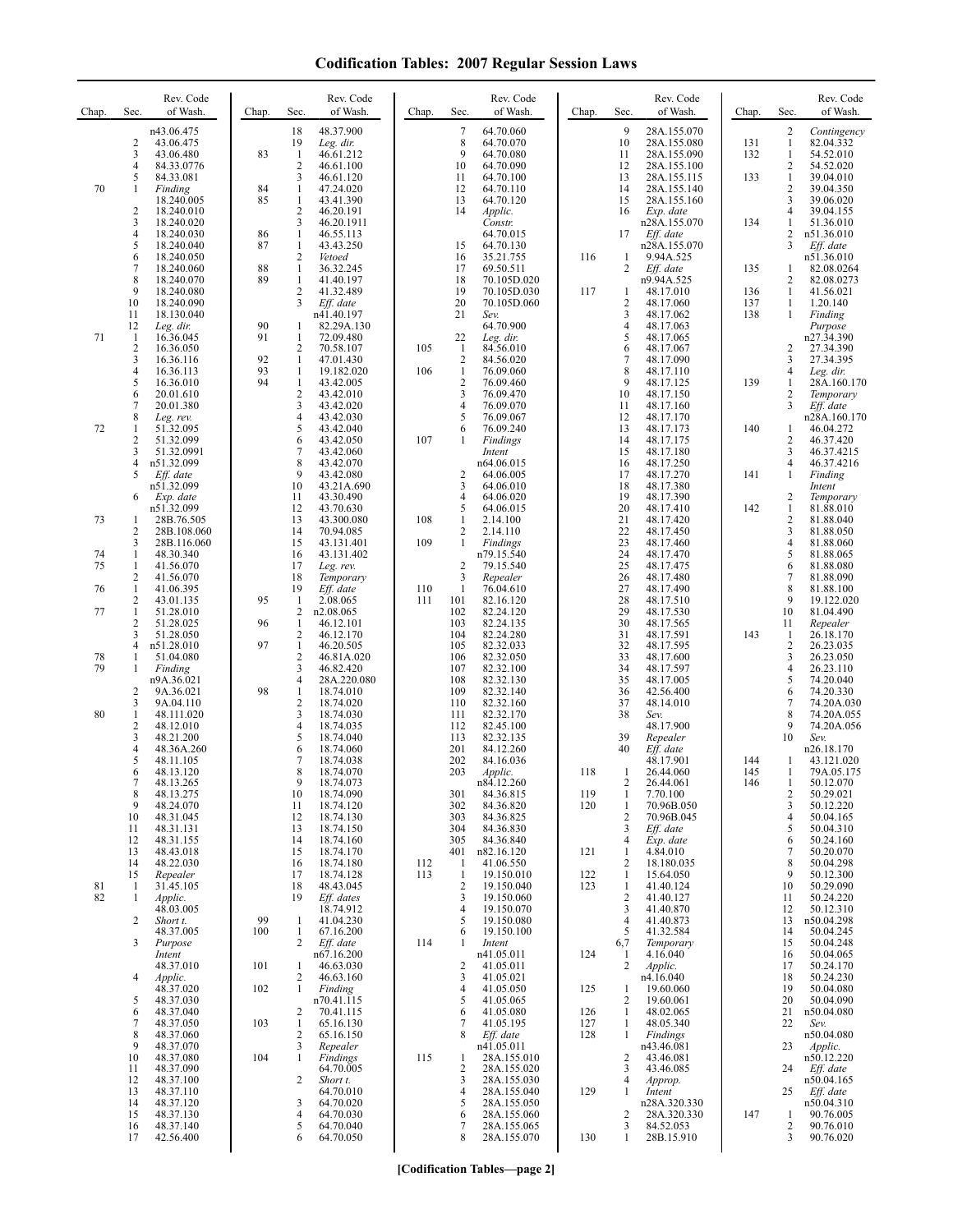# Codification Tables: 2007 Regular Session Laws

| Chap. | Sec. | Rev. Code of Wash. |
|---|---|---|
| | | n43.06.475 |
| | 2 | 43.06.475 |
| | 3 | 43.06.480 |
| | 4 | 84.33.0776 |
| | 5 | 84.33.081 |
| 70 | 1 | *Finding* |
| | | 18.240.005 |
| | 2 | 18.240.010 |
| | 3 | 18.240.020 |
| | 4 | 18.240.030 |
| | 5 | 18.240.040 |
| | 6 | 18.240.050 |
| | 7 | 18.240.060 |
| | 8 | 18.240.070 |
| | 9 | 18.240.080 |
| | 10 | 18.240.090 |
| | 11 | 18.130.040 |
| | 12 | *Leg. dir.* |
| 71 | 1 | 16.36.045 |
| | 2 | 16.36.050 |
| | 3 | 16.36.116 |
| | 4 | 16.36.113 |
| | 5 | 16.36.010 |
| | 6 | 20.01.610 |
| | 7 | 20.01.380 |
| | 8 | *Leg. rev.* |
| 72 | 1 | 51.32.095 |
| | 2 | 51.32.099 |
| | 3 | 51.32.0991 |
| | 4 | n51.32.099 |
| | 5 | *Eff. date* |
| | | n51.32.099 |
| | 6 | *Exp. date* |
| | | n51.32.099 |
| 73 | 1 | 28B.76.505 |
| | 2 | 28B.108.060 |
| | 3 | 28B.116.060 |
| 74 | 1 | 48.30.340 |
| 75 | 1 | 41.56.070 |
| | 2 | 41.56.070 |
| 76 | 1 | 41.06.395 |
| | 2 | 43.01.135 |
| 77 | 1 | 51.28.010 |
| | 2 | 51.28.025 |
| | 3 | 51.28.050 |
| | 4 | n51.28.010 |
| 78 | 1 | 51.04.080 |
| 79 | 1 | *Finding* |
| | | n9A.36.021 |
| | 2 | 9A.36.021 |
| | 3 | 9A.04.110 |
| 80 | 1 | 48.111.020 |
| | 2 | 48.12.010 |
| | 3 | 48.21.200 |
| | 4 | 48.36A.260 |
| | 5 | 48.11.105 |
| | 6 | 48.13.120 |
| | 7 | 48.13.265 |
| | 8 | 48.13.275 |
| | 9 | 48.24.070 |
| | 10 | 48.31.045 |
| | 11 | 48.31.131 |
| | 12 | 48.31.155 |
| | 13 | 48.43.018 |
| | 14 | 48.22.030 |
| | 15 | *Repealer* |
| 81 | 1 | 31.45.105 |
| 82 | 1 | *Applic.* |
| | | 48.03.005 |
| | 2 | *Short t.* |
| | | 48.37.005 |
| | 3 | *Purpose* |
| | | *Intent* |
| | | 48.37.010 |
| | 4 | *Applic.* |
| | | 48.37.020 |
| | 5 | 48.37.030 |
| | 6 | 48.37.040 |
| | 7 | 48.37.050 |
| | 8 | 48.37.060 |
| | 9 | 48.37.070 |
| | 10 | 48.37.080 |
| | 11 | 48.37.090 |
| | 12 | 48.37.100 |
| | 13 | 48.37.110 |
| | 14 | 48.37.120 |
| | 15 | 48.37.130 |
| | 16 | 48.37.140 |
| | 17 | 42.56.400 |
| | 18 | 48.37.900 |
| | 19 | *Leg. dir.* |
| 83 | 1 | 46.61.212 |
| | 2 | 46.61.100 |
| | 3 | 46.61.120 |
| 84 | 1 | 47.24.020 |
| 85 | 1 | 43.41.390 |
| | 2 | 46.20.191 |
| | 3 | 46.20.1911 |
| 86 | 1 | 46.55.113 |
| 87 | 1 | 43.43.250 |
| | 2 | *Vetoed* |
| 88 | 1 | 36.32.245 |
| 89 | 1 | 41.40.197 |
| | 2 | 41.32.489 |
| | 3 | *Eff. date* |
| | | n41.40.197 |
| 90 | 1 | 82.29A.130 |
| 91 | 1 | 72.09.480 |
| | 2 | 70.58.107 |
| 92 | 1 | 47.01.430 |
| 93 | 1 | 19.182.020 |
| 94 | 1 | 43.42.005 |
| | 2 | 43.42.010 |
| | 3 | 43.42.020 |
| | 4 | 43.42.030 |
| | 5 | 43.42.040 |
| | 6 | 43.42.050 |
| | 7 | 43.42.060 |
| | 8 | 43.42.070 |
| | 9 | 43.42.080 |
| | 10 | 43.21A.690 |
| | 11 | 43.30.490 |
| | 12 | 43.70.630 |
| | 13 | 43.300.080 |
| | 14 | 70.94.085 |
| | 15 | 43.131.401 |
| | 16 | 43.131.402 |
| | 17 | *Leg. rev.* |
| | 18 | *Temporary* |
| | 19 | *Eff. date* |
| 95 | 1 | 2.08.065 |
| | 2 | n2.08.065 |
| 96 | 1 | 46.12.101 |
| | 2 | 46.12.170 |
| 97 | 1 | 46.20.505 |
| | 2 | 46.81A.020 |
| | 3 | 46.82.420 |
| | 4 | 28A.220.080 |
| 98 | 1 | 18.74.010 |
| | 2 | 18.74.020 |
| | 3 | 18.74.030 |
| | 4 | 18.74.035 |
| | 5 | 18.74.040 |
| | 6 | 18.74.060 |
| | 7 | 18.74.038 |
| | 8 | 18.74.070 |
| | 9 | 18.74.073 |
| | 10 | 18.74.090 |
| | 11 | 18.74.120 |
| | 12 | 18.74.130 |
| | 13 | 18.74.150 |
| | 14 | 18.74.160 |
| | 15 | 18.74.170 |
| | 16 | 18.74.180 |
| | 17 | 18.74.128 |
| | 18 | 48.43.045 |
| | 19 | *Eff. dates* |
| | | 18.74.912 |
| 99 | 1 | 41.04.230 |
| 100 | 1 | 67.16.200 |
| | 2 | *Eff. date* |
| | | n67.16.200 |
| 101 | 1 | 46.63.030 |
| | 2 | 46.63.160 |
| 102 | 1 | *Finding* |
| | | n70.41.115 |
| | 2 | 70.41.115 |
| 103 | 1 | 65.16.130 |
| | 2 | 65.16.150 |
| | 3 | *Repealer* |
| 104 | 1 | *Findings* |
| | | 64.70.005 |
| | 2 | *Short t.* |
| | | 64.70.010 |
| | 3 | 64.70.020 |
| | 4 | 64.70.030 |
| | 5 | 64.70.040 |
| | 6 | 64.70.050 |
| | 7 | 64.70.060 |
| | 8 | 64.70.070 |
| | 9 | 64.70.080 |
| | 10 | 64.70.090 |
| | 11 | 64.70.100 |
| | 12 | 64.70.110 |
| | 13 | 64.70.120 |
| | 14 | *Applic.* |
| | | *Constr.* |
| | | 64.70.015 |
| | 15 | 64.70.130 |
| | 16 | 35.21.755 |
| | 17 | 69.50.511 |
| | 18 | 70.105D.020 |
| | 19 | 70.105D.030 |
| | 20 | 70.105D.060 |
| | 21 | *Sev.* |
| | | 64.70.900 |
| | 22 | *Leg. dir.* |
| 105 | 1 | 84.56.010 |
| | 2 | 84.56.020 |
| 106 | 1 | 76.09.060 |
| | 2 | 76.09.460 |
| | 3 | 76.09.470 |
| | 4 | 76.09.070 |
| | 5 | 76.09.067 |
| | 6 | 76.09.240 |
| 107 | 1 | *Findings* |
| | | *Intent* |
| | | n64.06.015 |
| | 2 | 64.06.005 |
| | 3 | 64.06.010 |
| | 4 | 64.06.020 |
| | 5 | 64.06.015 |
| 108 | 1 | 2.14.100 |
| | 2 | 2.14.110 |
| 109 | 1 | *Findings* |
| | | n79.15.540 |
| | 2 | 79.15.540 |
| | 3 | *Repealer* |
| 110 | 1 | 76.04.610 |
| 111 | 101 | 82.16.120 |
| | 102 | 82.24.120 |
| | 103 | 82.24.135 |
| | 104 | 82.24.280 |
| | 105 | 82.32.033 |
| | 106 | 82.32.050 |
| | 107 | 82.32.100 |
| | 108 | 82.32.130 |
| | 109 | 82.32.140 |
| | 110 | 82.32.160 |
| | 111 | 82.32.170 |
| | 112 | 82.45.100 |
| | 113 | 82.32.135 |
| | 201 | 84.12.260 |
| | 202 | 84.16.036 |
| | 203 | *Applic.* |
| | | n84.12.260 |
| | 301 | 84.36.815 |
| | 302 | 84.36.820 |
| | 303 | 84.36.825 |
| | 304 | 84.36.830 |
| | 305 | 84.36.840 |
| | 401 | n82.16.120 |
| 112 | 1 | 41.06.550 |
| 113 | 1 | 19.150.010 |
| | 2 | 19.150.040 |
| | 3 | 19.150.060 |
| | 4 | 19.150.070 |
| | 5 | 19.150.080 |
| | 6 | 19.150.100 |
| 114 | 1 | *Intent* |
| | | n41.05.011 |
| | 2 | 41.05.011 |
| | 3 | 41.05.021 |
| | 4 | 41.05.050 |
| | 5 | 41.05.065 |
| | 6 | 41.05.080 |
| | 7 | 41.05.195 |
| | 8 | *Eff. date* |
| | | n41.05.011 |
| 115 | 1 | 28A.155.010 |
| | 2 | 28A.155.020 |
| | 3 | 28A.155.030 |
| | 4 | 28A.155.040 |
| | 5 | 28A.155.050 |
| | 6 | 28A.155.060 |
| | 7 | 28A.155.065 |
| | 8 | 28A.155.070 |
| | 9 | 28A.155.070 |
| | 10 | 28A.155.080 |
| | 11 | 28A.155.090 |
| | 12 | 28A.155.100 |
| | 13 | 28A.155.115 |
| | 14 | 28A.155.140 |
| | 15 | 28A.155.160 |
| | 16 | *Exp. date* |
| | | n28A.155.070 |
| | 17 | *Eff. date* |
| | | n28A.155.070 |
| 116 | 1 | 9.94A.525 |
| | 2 | *Eff. date* |
| | | n9.94A.525 |
| 117 | 1 | 48.17.010 |
| | 2 | 48.17.060 |
| | 3 | 48.17.062 |
| | 4 | 48.17.063 |
| | 5 | 48.17.065 |
| | 6 | 48.17.067 |
| | 7 | 48.17.090 |
| | 8 | 48.17.110 |
| | 9 | 48.17.125 |
| | 10 | 48.17.150 |
| | 11 | 48.17.160 |
| | 12 | 48.17.170 |
| | 13 | 48.17.173 |
| | 14 | 48.17.175 |
| | 15 | 48.17.180 |
| | 16 | 48.17.250 |
| | 17 | 48.17.270 |
| | 18 | 48.17.380 |
| | 19 | 48.17.390 |
| | 20 | 48.17.410 |
| | 21 | 48.17.420 |
| | 22 | 48.17.450 |
| | 23 | 48.17.460 |
| | 24 | 48.17.470 |
| | 25 | 48.17.475 |
| | 26 | 48.17.480 |
| | 27 | 48.17.490 |
| | 28 | 48.17.510 |
| | 29 | 48.17.530 |
| | 30 | 48.17.565 |
| | 31 | 48.17.591 |
| | 32 | 48.17.595 |
| | 33 | 48.17.600 |
| | 34 | 48.17.597 |
| | 35 | 48.17.005 |
| | 36 | 42.56.400 |
| | 37 | 48.14.010 |
| | 38 | *Sev.* |
| | | 48.17.900 |
| | 39 | *Repealer* |
| | 40 | *Eff. date* |
| | | 48.17.901 |
| 118 | 1 | 26.44.060 |
| | 2 | 26.44.061 |
| 119 | 1 | 7.70.100 |
| 120 | 1 | 70.96B.050 |
| | 2 | 70.96B.045 |
| | 3 | *Eff. date* |
| | 4 | *Exp. date* |
| 121 | 1 | 4.84.010 |
| | 2 | 18.180.035 |
| 122 | 1 | 15.64.050 |
| 123 | 1 | 41.40.124 |
| | 2 | 41.40.127 |
| | 3 | 41.40.870 |
| | 4 | 41.40.873 |
| | 5 | 41.32.584 |
| | 6,7 | *Temporary* |
| 124 | 1 | 4.16.040 |
| | 2 | *Applic.* |
| | | n4.16.040 |
| 125 | 1 | 19.60.060 |
| | 2 | 19.60.061 |
| 126 | 1 | 48.02.065 |
| 127 | 1 | 48.05.340 |
| 128 | 1 | *Findings* |
| | | n43.46.081 |
| | 2 | 43.46.081 |
| | 3 | 43.46.085 |
| | 4 | *Approp.* |
| 129 | 1 | *Intent* |
| | | n28A.320.330 |
| | 2 | 28A.320.330 |
| | 3 | 84.52.053 |
| 130 | 1 | 28B.15.910 |
| | 2 | *Contingency* |
| 131 | 1 | 82.04.332 |
| 132 | 1 | 54.52.010 |
| | 2 | 54.52.020 |
| 133 | 1 | 39.04.010 |
| | 2 | 39.04.350 |
| | 3 | 39.06.020 |
| | 4 | 39.04.155 |
| 134 | 1 | 51.36.010 |
| | 2 | n51.36.010 |
| | 3 | *Eff. date* |
| | | n51.36.010 |
| 135 | 1 | 82.08.0264 |
| | 2 | 82.08.0273 |
| 136 | 1 | 41.56.021 |
| 137 | 1 | 1.20.140 |
| 138 | 1 | *Finding* |
| | | *Purpose* |
| | | n27.34.390 |
| | 2 | 27.34.390 |
| | 3 | 27.34.395 |
| | 4 | *Leg. dir.* |
| 139 | 1 | 28A.160.170 |
| | 2 | *Temporary* |
| | 3 | *Eff. date* |
| | | n28A.160.170 |
| 140 | 1 | 46.04.272 |
| | 2 | 46.37.420 |
| | 3 | 46.37.4215 |
| | 4 | 46.37.4216 |
| 141 | 1 | *Finding* |
| | | *Intent* |
| | 2 | *Temporary* |
| 142 | 1 | 81.88.010 |
| | 2 | 81.88.040 |
| | 3 | 81.88.050 |
| | 4 | 81.88.060 |
| | 5 | 81.88.065 |
| | 6 | 81.88.080 |
| | 7 | 81.88.090 |
| | 8 | 81.88.100 |
| | 9 | 19.122.020 |
| | 10 | 81.04.490 |
| | 11 | *Repealer* |
| 143 | 1 | 26.18.170 |
| | 2 | 26.23.035 |
| | 3 | 26.23.050 |
| | 4 | 26.23.110 |
| | 5 | 74.20.040 |
| | 6 | 74.20.330 |
| | 7 | 74.20A.030 |
| | 8 | 74.20A.055 |
| | 9 | 74.20A.056 |
| | 10 | *Sev.* |
| | | n26.18.170 |
| 144 | 1 | 43.121.020 |
| 145 | 1 | 79A.05.175 |
| 146 | 1 | 50.12.070 |
| | 2 | 50.29.021 |
| | 3 | 50.12.220 |
| | 4 | 50.04.165 |
| | 5 | 50.04.310 |
| | 6 | 50.24.160 |
| | 7 | 50.20.070 |
| | 8 | 50.04.298 |
| | 9 | 50.12.300 |
| | 10 | 50.29.090 |
| | 11 | 50.24.220 |
| | 12 | 50.12.310 |
| | 13 | n50.04.298 |
| | 14 | 50.04.245 |
| | 15 | 50.04.248 |
| | 16 | 50.04.065 |
| | 17 | 50.24.170 |
| | 18 | 50.24.230 |
| | 19 | 50.04.080 |
| | 20 | 50.04.090 |
| | 21 | n50.04.080 |
| | 22 | *Sev.* |
| | | n50.04.080 |
| | 23 | *Applic.* |
| | | n50.12.220 |
| | 24 | *Eff. date* |
| | | n50.04.165 |
| | 25 | *Eff. date* |
| | | n50.04.310 |
| 147 | 1 | 90.76.005 |
| | 2 | 90.76.010 |
| | 3 | 90.76.020 |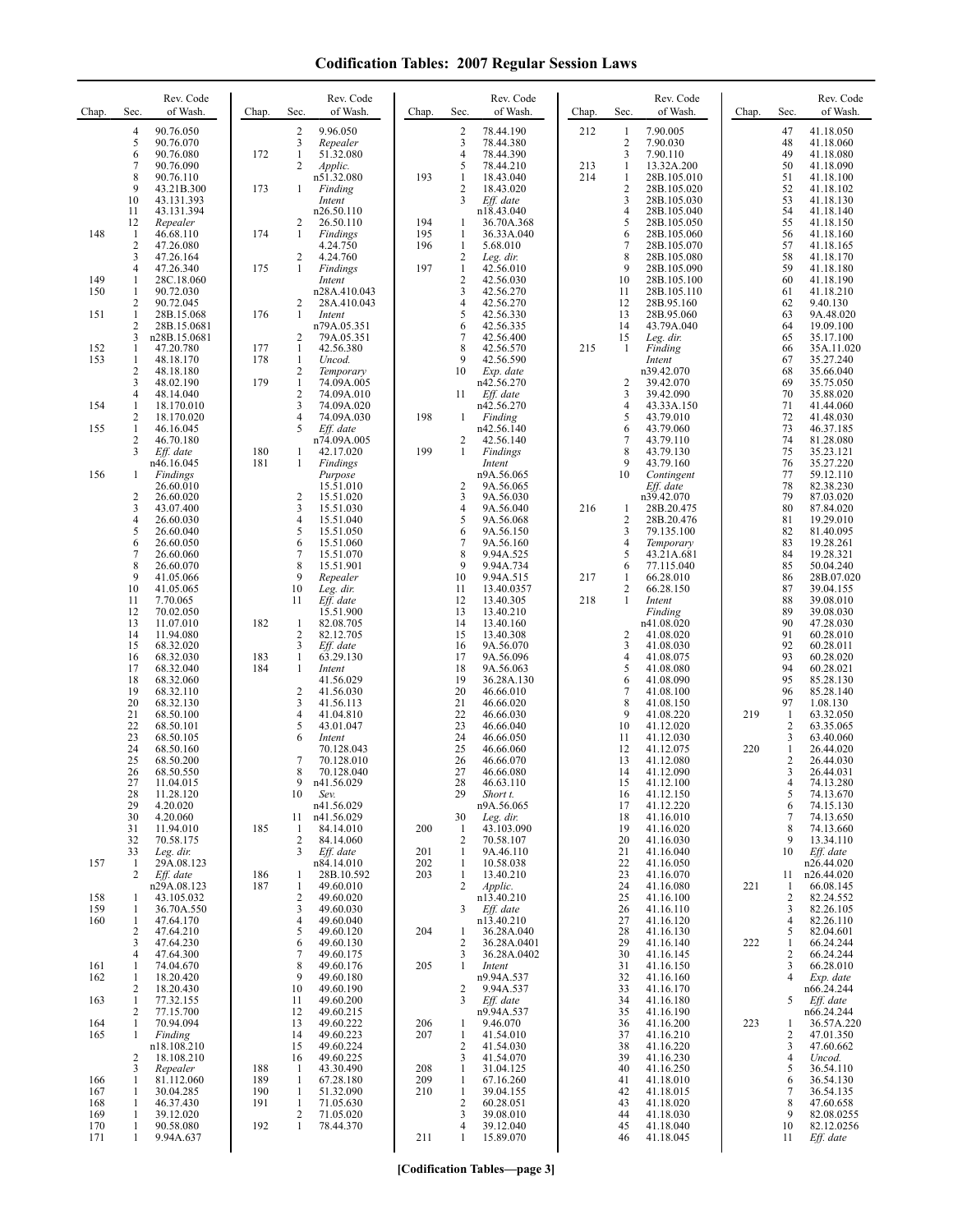# Codification Tables: 2007 Regular Session Laws

| Chap. | Sec. | Rev. Code of Wash. |
|---|---|---|
| | 4 | 90.76.050 |
| | 5 | 90.76.070 |
| | 6 | 90.76.080 |
| | 7 | 90.76.090 |
| | 8 | 90.76.110 |
| | 9 | 43.21B.300 |
| | 10 | 43.131.393 |
| | 11 | 43.131.394 |
| | 12 | *Repealer* |
| 148 | 1 | 46.68.110 |
| | 2 | 47.26.080 |
| | 3 | 47.26.164 |
| | 4 | 47.26.340 |
| 149 | 1 | 28C.18.060 |
| 150 | 1 | 90.72.030 |
| | 2 | 90.72.045 |
| 151 | 1 | 28B.15.068 |
| | 2 | 28B.15.0681 |
| | 3 | n28B.15.0681 |
| 152 | 1 | 47.20.780 |
| 153 | 1 | 48.18.170 |
| | 2 | 48.18.180 |
| | 3 | 48.02.190 |
| | 4 | 48.14.040 |
| 154 | 1 | 18.170.010 |
| | 2 | 18.170.020 |
| 155 | 1 | 46.16.045 |
| | 2 | 46.70.180 |
| | 3 | *Eff. date* n46.16.045 |
| 156 | 1 | *Findings* 26.60.010 |
| | 2 | 26.60.020 |
| | 3 | 43.07.400 |
| | 4 | 26.60.030 |
| | 5 | 26.60.040 |
| | 6 | 26.60.050 |
| | 7 | 26.60.060 |
| | 8 | 26.60.070 |
| | 9 | 41.05.066 |
| | 10 | 41.05.065 |
| | 11 | 7.70.065 |
| | 12 | 70.02.050 |
| | 13 | 11.07.010 |
| | 14 | 11.94.080 |
| | 15 | 68.32.020 |
| | 16 | 68.32.030 |
| | 17 | 68.32.040 |
| | 18 | 68.32.060 |
| | 19 | 68.32.110 |
| | 20 | 68.32.130 |
| | 21 | 68.50.100 |
| | 22 | 68.50.101 |
| | 23 | 68.50.105 |
| | 24 | 68.50.160 |
| | 25 | 68.50.200 |
| | 26 | 68.50.550 |
| | 27 | 11.04.015 |
| | 28 | 11.28.120 |
| | 29 | 4.20.020 |
| | 30 | 4.20.060 |
| | 31 | 11.94.010 |
| | 32 | 70.58.175 |
| | 33 | *Leg. dir.* |
| 157 | 1 | 29A.08.123 |
| | 2 | *Eff. date* n29A.08.123 |
| 158 | 1 | 43.105.032 |
| 159 | 1 | 36.70A.550 |
| 160 | 1 | 47.64.170 |
| | 2 | 47.64.210 |
| | 3 | 47.64.230 |
| | 4 | 47.64.300 |
| 161 | 1 | 74.04.670 |
| 162 | 1 | 18.20.420 |
| | 2 | 18.20.430 |
| 163 | 1 | 77.32.155 |
| | 2 | 77.15.700 |
| 164 | 1 | 70.94.094 |
| 165 | 1 | *Finding* n18.108.210 |
| | 2 | 18.108.210 |
| | 3 | *Repealer* |
| 166 | 1 | 81.112.060 |
| 167 | 1 | 30.04.285 |
| 168 | 1 | 46.37.430 |
| 169 | 1 | 39.12.020 |
| 170 | 1 | 90.58.080 |
| 171 | 1 | 9.94A.637 |
| | 2 | 9.96.050 |
| | 3 | *Repealer* |
| 172 | 1 | 51.32.080 |
| | 2 | *Applic.* n51.32.080 |
| 173 | 1 | *Finding Intent* n26.50.110 |
| | 2 | 26.50.110 |
| 174 | 1 | *Findings* 4.24.750 |
| | 2 | 4.24.760 |
| 175 | 1 | *Findings Intent* n28A.410.043 |
| | 2 | 28A.410.043 |
| 176 | 1 | *Intent* n79A.05.351 |
| | 2 | 79A.05.351 |
| 177 | 1 | 42.56.380 |
| 178 | 1 | *Uncod.* |
| | 2 | *Temporary* |
| 179 | 1 | 74.09A.005 |
| | 2 | 74.09A.010 |
| | 3 | 74.09A.020 |
| | 4 | 74.09A.030 |
| | 5 | *Eff. date* n74.09A.005 |
| 180 | 1 | 42.17.020 |
| 181 | 1 | *Findings Purpose* 15.51.010 |
| | 2 | 15.51.020 |
| | 3 | 15.51.030 |
| | 4 | 15.51.040 |
| | 5 | 15.51.050 |
| | 6 | 15.51.060 |
| | 7 | 15.51.070 |
| | 8 | 15.51.901 |
| | 9 | *Repealer* |
| | 10 | *Leg. dir.* |
| | 11 | *Eff. date* 15.51.900 |
| 182 | 1 | 82.08.705 |
| | 2 | 82.12.705 |
| | 3 | *Eff. date* |
| 183 | 1 | 63.29.130 |
| 184 | 1 | *Intent* 41.56.029 |
| | 2 | 41.56.030 |
| | 3 | 41.56.113 |
| | 4 | 41.04.810 |
| | 5 | 43.01.047 |
| | 6 | *Intent* 70.128.043 |
| | 7 | 70.128.010 |
| | 8 | 70.128.040 |
| | 9 | n41.56.029 |
| | 10 | *Sev.* n41.56.029 |
| | 11 | n41.56.029 |
| 185 | 1 | 84.14.010 |
| | 2 | 84.14.060 |
| | 3 | *Eff. date* n84.14.010 |
| 186 | 1 | 28B.10.592 |
| 187 | 1 | 49.60.010 |
| | 2 | 49.60.020 |
| | 3 | 49.60.030 |
| | 4 | 49.60.040 |
| | 5 | 49.60.120 |
| | 6 | 49.60.130 |
| | 7 | 49.60.175 |
| | 8 | 49.60.176 |
| | 9 | 49.60.180 |
| | 10 | 49.60.190 |
| | 11 | 49.60.200 |
| | 12 | 49.60.215 |
| | 13 | 49.60.222 |
| | 14 | 49.60.223 |
| | 15 | 49.60.224 |
| | 16 | 49.60.225 |
| 188 | 1 | 43.30.490 |
| 189 | 1 | 67.28.180 |
| 190 | 1 | 51.32.090 |
| 191 | 1 | 71.05.630 |
| | 2 | 71.05.020 |
| 192 | 1 | 78.44.370 |
| | 2 | 78.44.190 |
| | 3 | 78.44.380 |
| | 4 | 78.44.390 |
| | 5 | 78.44.210 |
| 193 | 1 | 18.43.040 |
| | 2 | 18.43.020 |
| | 3 | *Eff. date* n18.43.040 |
| 194 | 1 | 36.70A.368 |
| 195 | 1 | 36.33A.040 |
| 196 | 1 | 5.68.010 |
| | 2 | *Leg. dir.* |
| 197 | 1 | 42.56.010 |
| | 2 | 42.56.030 |
| | 3 | 42.56.270 |
| | 4 | 42.56.270 |
| | 5 | 42.56.330 |
| | 6 | 42.56.335 |
| | 7 | 42.56.400 |
| | 8 | 42.56.570 |
| | 9 | 42.56.590 |
| | 10 | *Exp. date* n42.56.270 |
| | 11 | *Eff. date* n42.56.270 |
| 198 | 1 | *Finding* n42.56.140 |
| | 2 | 42.56.140 |
| 199 | 1 | *Findings Intent* n9A.56.065 |
| | 2 | 9A.56.065 |
| | 3 | 9A.56.030 |
| | 4 | 9A.56.040 |
| | 5 | 9A.56.068 |
| | 6 | 9A.56.150 |
| | 7 | 9A.56.160 |
| | 8 | 9.94A.525 |
| | 9 | 9.94A.734 |
| | 10 | 9.94A.515 |
| | 11 | 13.40.0357 |
| | 12 | 13.40.305 |
| | 13 | 13.40.210 |
| | 14 | 13.40.160 |
| | 15 | 13.40.308 |
| | 16 | 9A.56.070 |
| | 17 | 9A.56.096 |
| | 18 | 9A.56.063 |
| | 19 | 36.28A.130 |
| | 20 | 46.66.010 |
| | 21 | 46.66.020 |
| | 22 | 46.66.030 |
| | 23 | 46.66.040 |
| | 24 | 46.66.050 |
| | 25 | 46.66.060 |
| | 26 | 46.66.070 |
| | 27 | 46.66.080 |
| | 28 | 46.63.110 |
| | 29 | *Short t.* n9A.56.065 |
| | 30 | *Leg. dir.* |
| 200 | 1 | 43.103.090 |
| | 2 | 70.58.107 |
| 201 | 1 | 9A.46.110 |
| 202 | 1 | 10.58.038 |
| 203 | 1 | 13.40.210 |
| | 2 | *Applic.* n13.40.210 |
| | 3 | *Eff. date* n13.40.210 |
| 204 | 1 | 36.28A.040 |
| | 2 | 36.28A.0401 |
| | 3 | 36.28A.0402 |
| 205 | 1 | *Intent* n9.94A.537 |
| | 2 | 9.94A.537 |
| | 3 | *Eff. date* n9.94A.537 |
| 206 | 1 | 9.46.070 |
| 207 | 1 | 41.54.010 |
| | 2 | 41.54.030 |
| | 3 | 41.54.070 |
| 208 | 1 | 31.04.125 |
| 209 | 1 | 67.16.260 |
| 210 | 1 | 39.04.155 |
| | 2 | 60.28.051 |
| | 3 | 39.08.010 |
| | 4 | 39.12.040 |
| 211 | 1 | 15.89.070 |
| 212 | 1 | 7.90.005 |
| | 2 | 7.90.030 |
| | 3 | 7.90.110 |
| 213 | 1 | 13.32A.200 |
| 214 | 1 | 28B.105.010 |
| | 2 | 28B.105.020 |
| | 3 | 28B.105.030 |
| | 4 | 28B.105.040 |
| | 5 | 28B.105.050 |
| | 6 | 28B.105.060 |
| | 7 | 28B.105.070 |
| | 8 | 28B.105.080 |
| | 9 | 28B.105.090 |
| | 10 | 28B.105.100 |
| | 11 | 28B.105.110 |
| | 12 | 28B.95.160 |
| | 13 | 28B.95.060 |
| | 14 | 43.79A.040 |
| | 15 | *Leg. dir.* |
| 215 | 1 | *Finding Intent* n39.42.070 |
| | 2 | 39.42.070 |
| | 3 | 39.42.090 |
| | 4 | 43.33A.150 |
| | 5 | 43.79.010 |
| | 6 | 43.79.060 |
| | 7 | 43.79.110 |
| | 8 | 43.79.130 |
| | 9 | 43.79.160 |
| | 10 | *Contingent Eff. date* n39.42.070 |
| 216 | 1 | 28B.20.475 |
| | 2 | 28B.20.476 |
| | 3 | 79.135.100 |
| | 4 | *Temporary* |
| | 5 | 43.21A.681 |
| | 6 | 77.115.040 |
| 217 | 1 | 66.28.010 |
| | 2 | 66.28.150 |
| 218 | 1 | *Intent Finding* n41.08.020 |
| | 2 | 41.08.020 |
| | 3 | 41.08.030 |
| | 4 | 41.08.075 |
| | 5 | 41.08.080 |
| | 6 | 41.08.090 |
| | 7 | 41.08.100 |
| | 8 | 41.08.150 |
| | 9 | 41.08.220 |
| | 10 | 41.12.020 |
| | 11 | 41.12.030 |
| | 12 | 41.12.075 |
| | 13 | 41.12.080 |
| | 14 | 41.12.090 |
| | 15 | 41.12.100 |
| | 16 | 41.12.150 |
| | 17 | 41.12.220 |
| | 18 | 41.16.010 |
| | 19 | 41.16.020 |
| | 20 | 41.16.030 |
| | 21 | 41.16.040 |
| | 22 | 41.16.050 |
| | 23 | 41.16.070 |
| | 24 | 41.16.080 |
| | 25 | 41.16.100 |
| | 26 | 41.16.110 |
| | 27 | 41.16.120 |
| | 28 | 41.16.130 |
| | 29 | 41.16.140 |
| | 30 | 41.16.145 |
| | 31 | 41.16.150 |
| | 32 | 41.16.160 |
| | 33 | 41.16.170 |
| | 34 | 41.16.180 |
| | 35 | 41.16.190 |
| | 36 | 41.16.200 |
| | 37 | 41.16.210 |
| | 38 | 41.16.220 |
| | 39 | 41.16.230 |
| | 40 | 41.16.250 |
| | 41 | 41.18.010 |
| | 42 | 41.18.015 |
| | 43 | 41.18.020 |
| | 44 | 41.18.030 |
| | 45 | 41.18.040 |
| | 46 | 41.18.045 |
| | 47 | 41.18.050 |
| | 48 | 41.18.060 |
| | 49 | 41.18.080 |
| | 50 | 41.18.090 |
| | 51 | 41.18.100 |
| | 52 | 41.18.102 |
| | 53 | 41.18.130 |
| | 54 | 41.18.140 |
| | 55 | 41.18.150 |
| | 56 | 41.18.160 |
| | 57 | 41.18.165 |
| | 58 | 41.18.170 |
| | 59 | 41.18.180 |
| | 60 | 41.18.190 |
| | 61 | 41.18.210 |
| | 62 | 9.40.130 |
| | 63 | 9A.48.020 |
| | 64 | 19.09.100 |
| | 65 | 35.17.100 |
| | 66 | 35A.11.020 |
| | 67 | 35.27.240 |
| | 68 | 35.66.040 |
| | 69 | 35.75.050 |
| | 70 | 35.88.020 |
| | 71 | 41.44.060 |
| | 72 | 41.48.030 |
| | 73 | 46.37.185 |
| | 74 | 81.28.080 |
| | 75 | 35.23.121 |
| | 76 | 35.27.220 |
| | 77 | 59.12.110 |
| | 78 | 82.38.230 |
| | 79 | 87.03.020 |
| | 80 | 87.84.020 |
| | 81 | 19.29.010 |
| | 82 | 81.40.095 |
| | 83 | 19.28.261 |
| | 84 | 19.28.321 |
| | 85 | 50.04.240 |
| | 86 | 28B.07.020 |
| | 87 | 39.04.155 |
| | 88 | 39.08.010 |
| | 89 | 39.08.030 |
| | 90 | 47.28.030 |
| | 91 | 60.28.010 |
| | 92 | 60.28.011 |
| | 93 | 60.28.020 |
| | 94 | 60.28.021 |
| | 95 | 85.28.130 |
| | 96 | 85.28.140 |
| | 97 | 1.08.130 |
| 219 | 1 | 63.32.050 |
| | 2 | 63.35.065 |
| | 3 | 63.40.060 |
| 220 | 1 | 26.44.020 |
| | 2 | 26.44.030 |
| | 3 | 26.44.031 |
| | 4 | 74.13.280 |
| | 5 | 74.13.670 |
| | 6 | 74.15.130 |
| | 7 | 74.13.650 |
| | 8 | 74.13.660 |
| | 9 | 13.34.110 |
| | 10 | *Eff. date* n26.44.020 |
| | 11 | n26.44.020 |
| 221 | 1 | 66.08.145 |
| | 2 | 82.24.552 |
| | 3 | 82.26.105 |
| | 4 | 82.26.110 |
| | 5 | 82.04.601 |
| 222 | 1 | 66.24.244 |
| | 2 | 66.24.244 |
| | 3 | 66.28.010 |
| | 4 | *Exp. date* n66.24.244 |
| | 5 | *Eff. date* n66.24.244 |
| 223 | 1 | 36.57A.220 |
| | 2 | 47.01.350 |
| | 3 | 47.60.662 |
| | 4 | *Uncod.* |
| | 5 | 36.54.110 |
| | 6 | 36.54.130 |
| | 7 | 36.54.135 |
| | 8 | 47.60.658 |
| | 9 | 82.08.0255 |
| | 10 | 82.12.0256 |
| | 11 | *Eff. date* |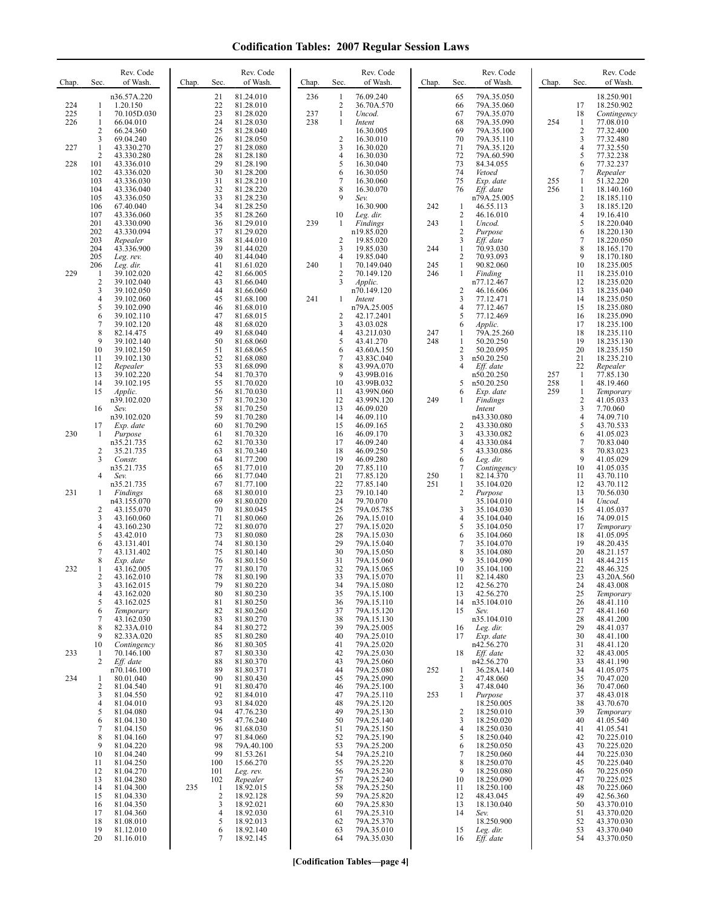# Codification Tables: 2007 Regular Session Laws

| Chap. | Sec. | Rev. Code of Wash. |
|---|---|---|
| | | n36.57A.220 |
| 224 | 1 | 1.20.150 |
| 225 | 1 | 70.105D.030 |
| 226 | 1 | 66.04.010 |
| | 2 | 66.24.360 |
| | 3 | 69.04.240 |
| 227 | 1 | 43.330.270 |
| | 2 | 43.330.280 |
| 228 | 101 | 43.336.010 |
| | 102 | 43.336.020 |
| | 103 | 43.336.030 |
| | 104 | 43.336.040 |
| | 105 | 43.336.050 |
| | 106 | 67.40.040 |
| | 107 | 43.336.060 |
| | 201 | 43.330.090 |
| | 202 | 43.330.094 |
| | 203 | *Repealer* |
| | 204 | 43.336.900 |
| | 205 | *Leg. rev.* |
| | 206 | *Leg. dir.* |
| 229 | 1 | 39.102.020 |
| | 2 | 39.102.040 |
| | 3 | 39.102.050 |
| | 4 | 39.102.060 |
| | 5 | 39.102.090 |
| | 6 | 39.102.110 |
| | 7 | 39.102.120 |
| | 8 | 82.14.475 |
| | 9 | 39.102.140 |
| | 10 | 39.102.150 |
| | 11 | 39.102.130 |
| | 12 | *Repealer* |
| | 13 | 39.102.220 |
| | 14 | 39.102.195 |
| | 15 | *Applic.* n39.102.020 |
| | 16 | *Sev.* n39.102.020 |
| | 17 | *Exp. date* |
| 230 | 1 | *Purpose* n35.21.735 |
| | 2 | 35.21.735 |
| | 3 | *Constr.* n35.21.735 |
| | 4 | *Sev.* n35.21.735 |
| 231 | 1 | *Findings* n43.155.070 |
| | 2 | 43.155.070 |
| | 3 | 43.160.060 |
| | 4 | 43.160.230 |
| | 5 | 43.42.010 |
| | 6 | 43.131.401 |
| | 7 | 43.131.402 |
| | 8 | *Exp. date* |
| 232 | 1 | 43.162.005 |
| | 2 | 43.162.010 |
| | 3 | 43.162.015 |
| | 4 | 43.162.020 |
| | 5 | 43.162.025 |
| | 6 | *Temporary* |
| | 7 | 43.162.030 |
| | 8 | 82.33A.010 |
| | 9 | 82.33A.020 |
| | 10 | *Contingency* |
| 233 | 1 | 70.146.100 |
| | 2 | *Eff. date* n70.146.100 |
| 234 | 1 | 80.01.040 |
| | 2 | 81.04.540 |
| | 3 | 81.04.550 |
| | 4 | 81.04.010 |
| | 5 | 81.04.080 |
| | 6 | 81.04.130 |
| | 7 | 81.04.150 |
| | 8 | 81.04.160 |
| | 9 | 81.04.220 |
| | 10 | 81.04.240 |
| | 11 | 81.04.250 |
| | 12 | 81.04.270 |
| | 13 | 81.04.280 |
| | 14 | 81.04.300 |
| | 15 | 81.04.330 |
| | 16 | 81.04.350 |
| | 17 | 81.04.360 |
| | 18 | 81.08.010 |
| | 19 | 81.12.010 |
| | 20 | 81.16.010 |
| | 21 | 81.24.010 |
| | 22 | 81.28.010 |
| | 23 | 81.28.020 |
| | 24 | 81.28.030 |
| | 25 | 81.28.040 |
| | 26 | 81.28.050 |
| | 27 | 81.28.080 |
| | 28 | 81.28.180 |
| | 29 | 81.28.190 |
| | 30 | 81.28.200 |
| | 31 | 81.28.210 |
| | 32 | 81.28.220 |
| | 33 | 81.28.230 |
| | 34 | 81.28.250 |
| | 35 | 81.28.260 |
| | 36 | 81.29.010 |
| | 37 | 81.29.020 |
| | 38 | 81.44.010 |
| | 39 | 81.44.020 |
| | 40 | 81.44.040 |
| | 41 | 81.61.020 |
| | 42 | 81.66.005 |
| | 43 | 81.66.040 |
| | 44 | 81.66.060 |
| | 45 | 81.68.100 |
| | 46 | 81.68.010 |
| | 47 | 81.68.015 |
| | 48 | 81.68.020 |
| | 49 | 81.68.040 |
| | 50 | 81.68.060 |
| | 51 | 81.68.065 |
| | 52 | 81.68.080 |
| | 53 | 81.68.090 |
| | 54 | 81.70.370 |
| | 55 | 81.70.020 |
| | 56 | 81.70.030 |
| | 57 | 81.70.230 |
| | 58 | 81.70.250 |
| | 59 | 81.70.280 |
| | 60 | 81.70.290 |
| | 61 | 81.70.320 |
| | 62 | 81.70.330 |
| | 63 | 81.70.340 |
| | 64 | 81.77.200 |
| | 65 | 81.77.010 |
| | 66 | 81.77.040 |
| | 67 | 81.77.100 |
| | 68 | 81.80.010 |
| | 69 | 81.80.020 |
| | 70 | 81.80.045 |
| | 71 | 81.80.060 |
| | 72 | 81.80.070 |
| | 73 | 81.80.080 |
| | 74 | 81.80.130 |
| | 75 | 81.80.140 |
| | 76 | 81.80.150 |
| | 77 | 81.80.170 |
| | 78 | 81.80.190 |
| | 79 | 81.80.220 |
| | 80 | 81.80.230 |
| | 81 | 81.80.250 |
| | 82 | 81.80.260 |
| | 83 | 81.80.270 |
| | 84 | 81.80.272 |
| | 85 | 81.80.280 |
| | 86 | 81.80.305 |
| | 87 | 81.80.330 |
| | 88 | 81.80.370 |
| | 89 | 81.80.371 |
| | 90 | 81.80.430 |
| | 91 | 81.80.470 |
| | 92 | 81.84.010 |
| | 93 | 81.84.020 |
| | 94 | 47.76.230 |
| | 95 | 47.76.240 |
| | 96 | 81.68.030 |
| | 97 | 81.84.060 |
| | 98 | 79A.40.100 |
| | 99 | 81.53.261 |
| | 100 | 15.66.270 |
| | 101 | *Leg. rev.* |
| | 102 | *Repealer* |
| 235 | 1 | 18.92.015 |
| | 2 | 18.92.128 |
| | 3 | 18.92.021 |
| | 4 | 18.92.030 |
| | 5 | 18.92.013 |
| | 6 | 18.92.140 |
| | 7 | 18.92.145 |
| 236 | 1 | 76.09.240 |
| | 2 | 36.70A.570 |
| 237 | 1 | *Uncod.* |
| 238 | 1 | *Intent* 16.30.005 |
| | 2 | 16.30.010 |
| | 3 | 16.30.020 |
| | 4 | 16.30.030 |
| | 5 | 16.30.040 |
| | 6 | 16.30.050 |
| | 7 | 16.30.060 |
| | 8 | 16.30.070 |
| | 9 | *Sev.* 16.30.900 |
| | 10 | *Leg. dir.* |
| 239 | 1 | *Findings* n19.85.020 |
| | 2 | 19.85.020 |
| | 3 | 19.85.030 |
| | 4 | 19.85.040 |
| 240 | 1 | 70.149.040 |
| | 2 | 70.149.120 |
| | 3 | *Applic.* n70.149.120 |
| 241 | 1 | *Intent* n79A.25.005 |
| | 2 | 42.17.2401 |
| | 3 | 43.03.028 |
| | 4 | 43.21J.030 |
| | 5 | 43.41.270 |
| | 6 | 43.60A.150 |
| | 7 | 43.83C.040 |
| | 8 | 43.99A.070 |
| | 9 | 43.99B.016 |
| | 10 | 43.99B.032 |
| | 11 | 43.99N.060 |
| | 12 | 43.99N.120 |
| | 13 | 46.09.020 |
| | 14 | 46.09.110 |
| | 15 | 46.09.165 |
| | 16 | 46.09.170 |
| | 17 | 46.09.240 |
| | 18 | 46.09.250 |
| | 19 | 46.09.280 |
| | 20 | 77.85.110 |
| | 21 | 77.85.120 |
| | 22 | 77.85.140 |
| | 23 | 79.10.140 |
| | 24 | 79.70.070 |
| | 25 | 79A.05.785 |
| | 26 | 79A.15.010 |
| | 27 | 79A.15.020 |
| | 28 | 79A.15.030 |
| | 29 | 79A.15.040 |
| | 30 | 79A.15.050 |
| | 31 | 79A.15.060 |
| | 32 | 79A.15.065 |
| | 33 | 79A.15.070 |
| | 34 | 79A.15.080 |
| | 35 | 79A.15.100 |
| | 36 | 79A.15.110 |
| | 37 | 79A.15.120 |
| | 38 | 79A.15.130 |
| | 39 | 79A.25.005 |
| | 40 | 79A.25.010 |
| | 41 | 79A.25.020 |
| | 42 | 79A.25.030 |
| | 43 | 79A.25.060 |
| | 44 | 79A.25.080 |
| | 45 | 79A.25.090 |
| | 46 | 79A.25.100 |
| | 47 | 79A.25.110 |
| | 48 | 79A.25.120 |
| | 49 | 79A.25.130 |
| | 50 | 79A.25.140 |
| | 51 | 79A.25.150 |
| | 52 | 79A.25.190 |
| | 53 | 79A.25.200 |
| | 54 | 79A.25.210 |
| | 55 | 79A.25.220 |
| | 56 | 79A.25.230 |
| | 57 | 79A.25.240 |
| | 58 | 79A.25.250 |
| | 59 | 79A.25.820 |
| | 60 | 79A.25.830 |
| | 61 | 79A.25.310 |
| | 62 | 79A.25.370 |
| | 63 | 79A.35.010 |
| | 64 | 79A.35.030 |
| | 65 | 79A.35.050 |
| | 66 | 79A.35.060 |
| | 67 | 79A.35.070 |
| | 68 | 79A.35.090 |
| | 69 | 79A.35.100 |
| | 70 | 79A.35.110 |
| | 71 | 79A.35.120 |
| | 72 | 79A.60.590 |
| | 73 | 84.34.055 |
| | 74 | *Vetoed* |
| | 75 | *Exp. date* |
| | 76 | *Eff. date* n79A.25.005 |
| 242 | 1 | 46.55.113 |
| | 2 | 46.16.010 |
| 243 | 1 | *Uncod.* |
| | 2 | *Purpose* |
| | 3 | *Eff. date* |
| 244 | 1 | 70.93.030 |
| | 2 | 70.93.093 |
| 245 | 1 | 90.82.060 |
| 246 | 1 | *Finding* n77.12.467 |
| | 2 | 46.16.606 |
| | 3 | 77.12.471 |
| | 4 | 77.12.467 |
| | 5 | 77.12.469 |
| | 6 | *Applic.* |
| 247 | 1 | 79A.25.260 |
| 248 | 1 | 50.20.250 |
| | 2 | 50.20.095 |
| | 3 | n50.20.250 |
| | 4 | *Eff. date* n50.20.250 |
| | 5 | n50.20.250 |
| | 6 | *Exp. date* |
| 249 | 1 | *Findings Intent* n43.330.080 |
| | 2 | 43.330.080 |
| | 3 | 43.330.082 |
| | 4 | 43.330.084 |
| | 5 | 43.330.086 |
| | 6 | *Leg. dir.* |
| | 7 | *Contingency* |
| 250 | 1 | 82.14.370 |
| 251 | 1 | 35.104.020 |
| | 2 | *Purpose* 35.104.010 |
| | 3 | 35.104.030 |
| | 4 | 35.104.040 |
| | 5 | 35.104.050 |
| | 6 | 35.104.060 |
| | 7 | 35.104.070 |
| | 8 | 35.104.080 |
| | 9 | 35.104.090 |
| | 10 | 35.104.100 |
| | 11 | 82.14.480 |
| | 12 | 42.56.270 |
| | 13 | 42.56.270 |
| | 14 | n35.104.010 |
| | 15 | *Sev.* n35.104.010 |
| | 16 | *Leg. dir.* |
| | 17 | *Exp. date* n42.56.270 |
| | 18 | *Eff. date* n42.56.270 |
| 252 | 1 | 36.28A.140 |
| | 2 | 47.48.060 |
| | 3 | 47.48.040 |
| 253 | 1 | *Purpose* 18.250.005 |
| | 2 | 18.250.010 |
| | 3 | 18.250.020 |
| | 4 | 18.250.030 |
| | 5 | 18.250.040 |
| | 6 | 18.250.050 |
| | 7 | 18.250.060 |
| | 8 | 18.250.070 |
| | 9 | 18.250.080 |
| | 10 | 18.250.090 |
| | 11 | 18.250.100 |
| | 12 | 48.43.045 |
| | 13 | 18.130.040 |
| | 14 | *Sev.* 18.250.900 |
| | 15 | *Leg. dir.* |
| | 16 | *Eff. date* 18.250.901 |
| | 17 | 18.250.902 |
| | 18 | *Contingency* |
| 254 | 1 | 77.08.010 |
| | 2 | 77.32.400 |
| | 3 | 77.32.480 |
| | 4 | 77.32.550 |
| | 5 | 77.32.238 |
| | 6 | 77.32.237 |
| | 7 | *Repealer* |
| 255 | 1 | 51.32.220 |
| 256 | 1 | 18.140.160 |
| | 2 | 18.185.110 |
| | 3 | 18.185.120 |
| | 4 | 19.16.410 |
| | 5 | 18.220.040 |
| | 6 | 18.220.130 |
| | 7 | 18.220.050 |
| | 8 | 18.165.170 |
| | 9 | 18.170.180 |
| | 10 | 18.235.005 |
| | 11 | 18.235.010 |
| | 12 | 18.235.020 |
| | 13 | 18.235.040 |
| | 14 | 18.235.050 |
| | 15 | 18.235.080 |
| | 16 | 18.235.090 |
| | 17 | 18.235.100 |
| | 18 | 18.235.110 |
| | 19 | 18.235.130 |
| | 20 | 18.235.150 |
| | 21 | 18.235.210 |
| | 22 | *Repealer* |
| 257 | 1 | 77.85.130 |
| 258 | 1 | 48.19.460 |
| 259 | 1 | *Temporary* |
| | 2 | 41.05.033 |
| | 3 | 7.70.060 |
| | 4 | 74.09.710 |
| | 5 | 43.70.533 |
| | 6 | 41.05.023 |
| | 7 | 70.83.040 |
| | 8 | 70.83.023 |
| | 9 | 41.05.029 |
| | 10 | 41.05.035 |
| | 11 | 43.70.110 |
| | 12 | 43.70.112 |
| | 13 | 70.56.030 |
| | 14 | *Uncod.* |
| | 15 | 41.05.037 |
| | 16 | 74.09.015 |
| | 17 | *Temporary* |
| | 18 | 41.05.095 |
| | 19 | 48.20.435 |
| | 20 | 48.21.157 |
| | 21 | 48.44.215 |
| | 22 | 48.46.325 |
| | 23 | 43.20A.560 |
| | 24 | 48.43.008 |
| | 25 | *Temporary* |
| | 26 | 48.41.110 |
| | 27 | 48.41.160 |
| | 28 | 48.41.200 |
| | 29 | 48.41.037 |
| | 30 | 48.41.100 |
| | 31 | 48.41.120 |
| | 32 | 48.43.005 |
| | 33 | 48.41.190 |
| | 34 | 41.05.075 |
| | 35 | 70.47.020 |
| | 36 | 70.47.060 |
| | 37 | 48.43.018 |
| | 38 | 43.70.670 |
| | 39 | *Temporary* |
| | 40 | 41.05.540 |
| | 41 | 41.05.541 |
| | 42 | 70.225.010 |
| | 43 | 70.225.020 |
| | 44 | 70.225.030 |
| | 45 | 70.225.040 |
| | 46 | 70.225.050 |
| | 47 | 70.225.025 |
| | 48 | 70.225.060 |
| | 49 | 42.56.360 |
| | 50 | 43.370.010 |
| | 51 | 43.370.020 |
| | 52 | 43.370.030 |
| | 53 | 43.370.040 |
| | 54 | 43.370.050 |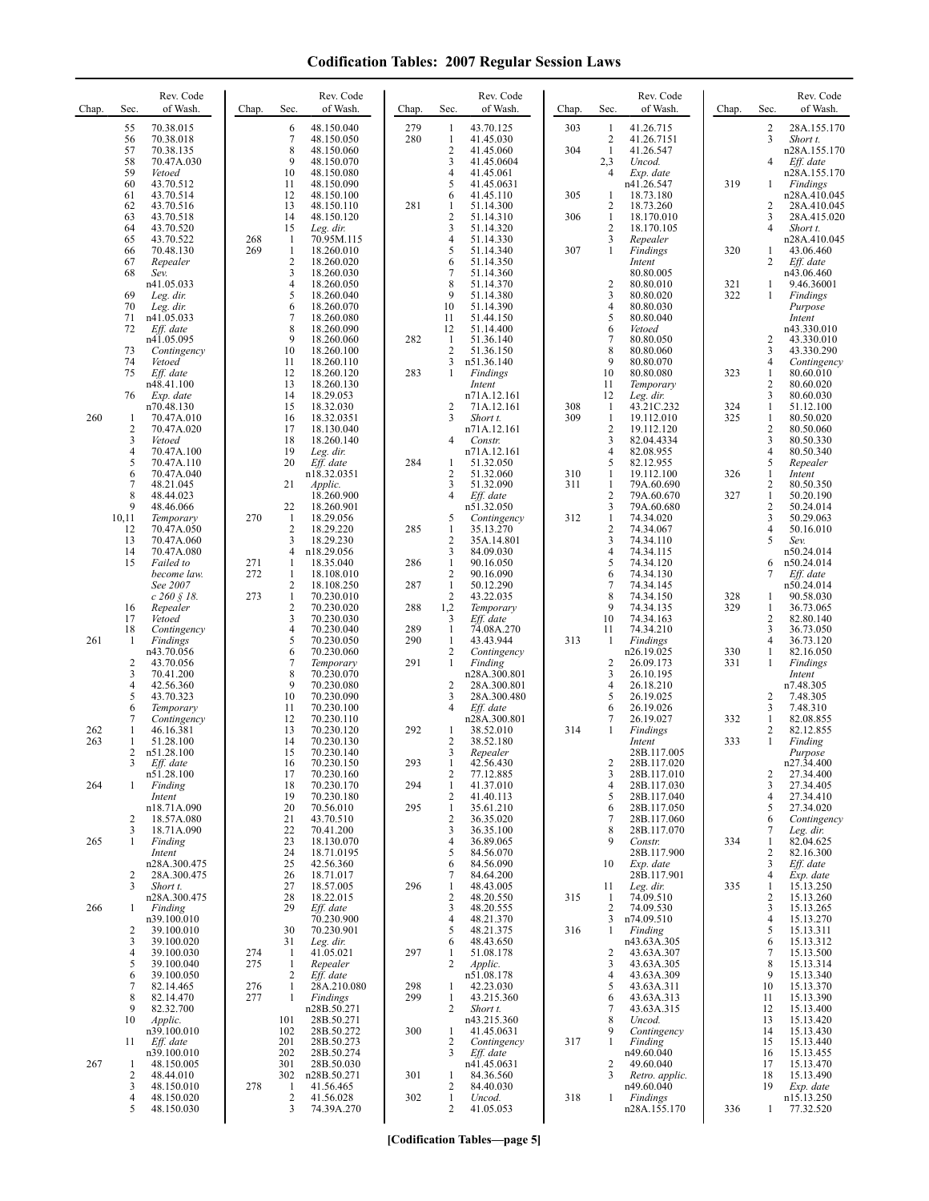# Codification Tables: 2007 Regular Session Laws

| Chap. | Sec. | Rev. Code of Wash. |
|---|---|---|
| | 55 | 70.38.015 |
| | 56 | 70.38.018 |
| | 57 | 70.38.135 |
| | 58 | 70.47A.030 |
| | 59 | *Vetoed* |
| | 60 | 43.70.512 |
| | 61 | 43.70.514 |
| | 62 | 43.70.516 |
| | 63 | 43.70.518 |
| | 64 | 43.70.520 |
| | 65 | 43.70.522 |
| | 66 | 70.48.130 |
| | 67 | *Repealer* |
| | 68 | *Sev.* n41.05.033 |
| | 69 | *Leg. dir.* |
| | 70 | *Leg. dir.* |
| | 71 | n41.05.033 |
| | 72 | *Eff. date* n41.05.095 |
| | 73 | *Contingency* |
| | 74 | *Vetoed* |
| | 75 | *Eff. date* n48.41.100 |
| | 76 | *Exp. date* n70.48.130 |
| 260 | 1 | 70.47A.010 |
| | 2 | 70.47A.020 |
| | 3 | *Vetoed* |
| | 4 | 70.47A.100 |
| | 5 | 70.47A.110 |
| | 6 | 70.47A.040 |
| | 7 | 48.21.045 |
| | 8 | 48.44.023 |
| | 9 | 48.46.066 |
| | 10,11 | *Temporary* |
| | 12 | 70.47A.050 |
| | 13 | 70.47A.060 |
| | 14 | 70.47A.080 |
| | 15 | *Failed to become law. See 2007 c 260 § 18.* |
| | 16 | *Repealer* |
| | 17 | *Vetoed* |
| | 18 | *Contingency* |
| 261 | 1 | *Findings* n43.70.056 |
| | 2 | 43.70.056 |
| | 3 | 70.41.200 |
| | 4 | 42.56.360 |
| | 5 | 43.70.323 |
| | 6 | *Temporary* |
| | 7 | *Contingency* |
| 262 | 1 | 46.16.381 |
| 263 | 1 | 51.28.100 |
| | 2 | n51.28.100 |
| | 3 | *Eff. date* n51.28.100 |
| 264 | 1 | *Finding Intent* n18.71A.090 |
| | 2 | 18.57A.080 |
| | 3 | 18.71A.090 |
| 265 | 1 | *Finding Intent* n28A.300.475 |
| | 2 | 28A.300.475 |
| | 3 | *Short t.* n28A.300.475 |
| 266 | 1 | *Finding* n39.100.010 |
| | 2 | 39.100.010 |
| | 3 | 39.100.020 |
| | 4 | 39.100.030 |
| | 5 | 39.100.040 |
| | 6 | 39.100.050 |
| | 7 | 82.14.465 |
| | 8 | 82.14.470 |
| | 9 | 82.32.700 |
| | 10 | *Applic.* n39.100.010 |
| | 11 | *Eff. date* n39.100.010 |
| 267 | 1 | 48.150.005 |
| | 2 | 48.44.010 |
| | 3 | 48.150.010 |
| | 4 | 48.150.020 |
| | 5 | 48.150.030 |
| | 6 | 48.150.040 |
| | 7 | 48.150.050 |
| | 8 | 48.150.060 |
| | 9 | 48.150.070 |
| | 10 | 48.150.080 |
| | 11 | 48.150.090 |
| | 12 | 48.150.100 |
| | 13 | 48.150.110 |
| | 14 | 48.150.120 |
| | 15 | *Leg. dir.* |
| 268 | 1 | 70.95M.115 |
| 269 | 1 | 18.260.010 |
| | 2 | 18.260.020 |
| | 3 | 18.260.030 |
| | 4 | 18.260.050 |
| | 5 | 18.260.040 |
| | 6 | 18.260.070 |
| | 7 | 18.260.080 |
| | 8 | 18.260.090 |
| | 9 | 18.260.060 |
| | 10 | 18.260.100 |
| | 11 | 18.260.110 |
| | 12 | 18.260.120 |
| | 13 | 18.260.130 |
| | 14 | 18.29.053 |
| | 15 | 18.32.030 |
| | 16 | 18.32.0351 |
| | 17 | 18.130.040 |
| | 18 | 18.260.140 |
| | 19 | *Leg. dir.* |
| | 20 | *Eff. date* n18.32.0351 |
| | 21 | *Applic.* 18.260.900 |
| | 22 | 18.260.901 |
| 270 | 1 | 18.29.056 |
| | 2 | 18.29.220 |
| | 3 | 18.29.230 |
| | 4 | n18.29.056 |
| 271 | 1 | 18.35.040 |
| 272 | 1 | 18.108.010 |
| | 2 | 18.108.250 |
| 273 | 1 | 70.230.010 |
| | 2 | 70.230.020 |
| | 3 | 70.230.030 |
| | 4 | 70.230.040 |
| | 5 | 70.230.050 |
| | 6 | 70.230.060 |
| | 7 | *Temporary* |
| | 8 | 70.230.070 |
| | 9 | 70.230.080 |
| | 10 | 70.230.090 |
| | 11 | 70.230.100 |
| | 12 | 70.230.110 |
| | 13 | 70.230.120 |
| | 14 | 70.230.130 |
| | 15 | 70.230.140 |
| | 16 | 70.230.150 |
| | 17 | 70.230.160 |
| | 18 | 70.230.170 |
| | 19 | 70.230.180 |
| | 20 | 70.56.010 |
| | 21 | 43.70.510 |
| | 22 | 70.41.200 |
| | 23 | 18.130.070 |
| | 24 | 18.71.0195 |
| | 25 | 42.56.360 |
| | 26 | 18.71.017 |
| | 27 | 18.57.005 |
| | 28 | 18.22.015 |
| | 29 | *Eff. date* 70.230.900 |
| | 30 | 70.230.901 |
| | 31 | *Leg. dir.* |
| 274 | 1 | 41.05.021 |
| 275 | 1 | *Repealer* |
| | 2 | *Eff. date* |
| 276 | 1 | 28A.210.080 |
| 277 | 1 | *Findings* n28B.50.271 |
| | 101 | 28B.50.271 |
| | 102 | 28B.50.272 |
| | 201 | 28B.50.273 |
| | 202 | 28B.50.274 |
| | 301 | 28B.50.030 |
| | 302 | n28B.50.271 |
| 278 | 1 | 41.56.465 |
| | 2 | 41.56.028 |
| | 3 | 74.39A.270 |
| 279 | 1 | 43.70.125 |
| 280 | 1 | 41.45.030 |
| | 2 | 41.45.060 |
| | 3 | 41.45.0604 |
| | 4 | 41.45.061 |
| | 5 | 41.45.0631 |
| | 6 | 41.45.110 |
| 281 | 1 | 51.14.300 |
| | 2 | 51.14.310 |
| | 3 | 51.14.320 |
| | 4 | 51.14.330 |
| | 5 | 51.14.340 |
| | 6 | 51.14.350 |
| | 7 | 51.14.360 |
| | 8 | 51.14.370 |
| | 9 | 51.14.380 |
| | 10 | 51.14.390 |
| | 11 | 51.44.150 |
| | 12 | 51.14.400 |
| 282 | 1 | 51.36.140 |
| | 2 | 51.36.150 |
| | 3 | n51.36.140 |
| 283 | 1 | *Findings Intent* n71A.12.161 |
| | 2 | 71A.12.161 |
| | 3 | *Short t.* n71A.12.161 |
| | 4 | *Constr.* n71A.12.161 |
| 284 | 1 | 51.32.050 |
| | 2 | 51.32.060 |
| | 3 | 51.32.090 |
| | 4 | *Eff. date* n51.32.050 |
| | 5 | *Contingency* |
| 285 | 1 | 35.13.270 |
| | 2 | 35A.14.801 |
| | 3 | 84.09.030 |
| 286 | 1 | 90.16.050 |
| | 2 | 90.16.090 |
| 287 | 1 | 50.12.290 |
| | 2 | 43.22.035 |
| 288 | 1,2 | *Temporary* |
| | 3 | *Eff. date* |
| 289 | 1 | 74.08A.270 |
| 290 | 1 | 43.43.944 |
| | 2 | *Contingency* |
| 291 | 1 | *Finding* n28A.300.801 |
| | 2 | 28A.300.801 |
| | 3 | 28A.300.480 |
| | 4 | *Eff. date* n28A.300.801 |
| 292 | 1 | 38.52.010 |
| | 2 | 38.52.180 |
| | 3 | *Repealer* |
| 293 | 1 | 42.56.430 |
| | 2 | 77.12.885 |
| 294 | 1 | 41.37.010 |
| | 2 | 41.40.113 |
| 295 | 1 | 35.61.210 |
| | 2 | 36.35.020 |
| | 3 | 36.35.100 |
| | 4 | 36.89.065 |
| | 5 | 84.56.070 |
| | 6 | 84.56.090 |
| | 7 | 84.64.200 |
| 296 | 1 | 48.43.005 |
| | 2 | 48.20.550 |
| | 3 | 48.20.555 |
| | 4 | 48.21.370 |
| | 5 | 48.21.375 |
| | 6 | 48.43.650 |
| 297 | 1 | 51.08.178 |
| | 2 | *Applic.* n51.08.178 |
| 298 | 1 | 42.23.030 |
| 299 | 1 | 43.215.360 |
| | 2 | *Short t.* n43.215.360 |
| 300 | 1 | 41.45.0631 |
| | 2 | *Contingency* |
| | 3 | *Eff. date* n41.45.0631 |
| 301 | 1 | 84.36.560 |
| | 2 | 84.40.030 |
| 302 | 1 | *Uncod.* |
| | 2 | 41.05.053 |
| 303 | 1 | 41.26.715 |
| | 2 | 41.26.7151 |
| 304 | 1 | 41.26.547 |
| | 2,3 | *Uncod.* |
| | 4 | *Exp. date* n41.26.547 |
| 305 | 1 | 18.73.180 |
| | 2 | 18.73.260 |
| 306 | 1 | 18.170.010 |
| | 2 | 18.170.105 |
| | 3 | *Repealer* |
| 307 | 1 | *Findings Intent* 80.80.005 |
| | 2 | 80.80.010 |
| | 3 | 80.80.020 |
| | 4 | 80.80.030 |
| | 5 | 80.80.040 |
| | 6 | *Vetoed* |
| | 7 | 80.80.050 |
| | 8 | 80.80.060 |
| | 9 | 80.80.070 |
| | 10 | 80.80.080 |
| | 11 | *Temporary* |
| | 12 | *Leg. dir.* |
| 308 | 1 | 43.21C.232 |
| 309 | 1 | 19.112.010 |
| | 2 | 19.112.120 |
| | 3 | 82.04.4334 |
| | 4 | 82.08.955 |
| | 5 | 82.12.955 |
| 310 | 1 | 19.112.100 |
| 311 | 1 | 79A.60.690 |
| | 2 | 79A.60.670 |
| | 3 | 79A.60.680 |
| 312 | 1 | 74.34.020 |
| | 2 | 74.34.067 |
| | 3 | 74.34.110 |
| | 4 | 74.34.115 |
| | 5 | 74.34.120 |
| | 6 | 74.34.130 |
| | 7 | 74.34.145 |
| | 8 | 74.34.150 |
| | 9 | 74.34.135 |
| | 10 | 74.34.163 |
| | 11 | 74.34.210 |
| 313 | 1 | *Findings* n26.19.025 |
| | 2 | 26.09.173 |
| | 3 | 26.10.195 |
| | 4 | 26.18.210 |
| | 5 | 26.19.025 |
| | 6 | 26.19.026 |
| | 7 | 26.19.027 |
| 314 | 1 | *Findings Intent* 28B.117.005 |
| | 2 | 28B.117.020 |
| | 3 | 28B.117.010 |
| | 4 | 28B.117.030 |
| | 5 | 28B.117.040 |
| | 6 | 28B.117.050 |
| | 7 | 28B.117.060 |
| | 8 | 28B.117.070 |
| | 9 | *Constr.* 28B.117.900 |
| | 10 | *Exp. date* 28B.117.901 |
| | 11 | *Leg. dir.* |
| 315 | 1 | 74.09.510 |
| | 2 | 74.09.530 |
| | 3 | n74.09.510 |
| 316 | 1 | *Finding* n43.63A.305 |
| | 2 | 43.63A.307 |
| | 3 | 43.63A.305 |
| | 4 | 43.63A.309 |
| | 5 | 43.63A.311 |
| | 6 | 43.63A.313 |
| | 7 | 43.63A.315 |
| | 8 | *Uncod.* |
| | 9 | *Contingency* |
| 317 | 1 | *Finding* n49.60.040 |
| | 2 | 49.60.040 |
| | 3 | *Retro. applic.* n49.60.040 |
| 318 | 1 | *Findings* n28A.155.170 |
| | 2 | 28A.155.170 |
| | 3 | *Short t.* n28A.155.170 |
| | 4 | *Eff. date* n28A.155.170 |
| 319 | 1 | *Findings* n28A.410.045 |
| | 2 | 28A.410.045 |
| | 3 | 28A.415.020 |
| | 4 | *Short t.* n28A.410.045 |
| 320 | 1 | 43.06.460 |
| | 2 | *Eff. date* n43.06.460 |
| 321 | 1 | 9.46.36001 |
| 322 | 1 | *Findings Purpose Intent* n43.330.010 |
| | 2 | 43.330.010 |
| | 3 | 43.330.290 |
| | 4 | *Contingency* |
| 323 | 1 | 80.60.010 |
| | 2 | 80.60.020 |
| | 3 | 80.60.030 |
| 324 | 1 | 51.12.100 |
| 325 | 1 | 80.50.020 |
| | 2 | 80.50.060 |
| | 3 | 80.50.330 |
| | 4 | 80.50.340 |
| | 5 | *Repealer* |
| 326 | 1 | *Intent* |
| | 2 | 80.50.350 |
| 327 | 1 | 50.20.190 |
| | 2 | 50.24.014 |
| | 3 | 50.29.063 |
| | 4 | 50.16.010 |
| | 5 | *Sev.* n50.24.014 |
| | 6 | n50.24.014 |
| | 7 | *Eff. date* n50.24.014 |
| 328 | 1 | 90.58.030 |
| 329 | 1 | 36.73.065 |
| | 2 | 82.80.140 |
| | 3 | 36.73.050 |
| | 4 | 36.73.120 |
| 330 | 1 | 82.16.050 |
| 331 | 1 | *Findings Intent* n7.48.305 |
| | 2 | 7.48.305 |
| | 3 | 7.48.310 |
| 332 | 1 | 82.08.855 |
| | 2 | 82.12.855 |
| 333 | 1 | *Finding Purpose* n27.34.400 |
| | 2 | 27.34.400 |
| | 3 | 27.34.405 |
| | 4 | 27.34.410 |
| | 5 | 27.34.020 |
| | 6 | *Contingency* |
| | 7 | *Leg. dir.* |
| 334 | 1 | 82.04.625 |
| | 2 | 82.16.300 |
| | 3 | *Eff. date* |
| | 4 | *Exp. date* |
| 335 | 1 | 15.13.250 |
| | 2 | 15.13.260 |
| | 3 | 15.13.265 |
| | 4 | 15.13.270 |
| | 5 | 15.13.311 |
| | 6 | 15.13.312 |
| | 7 | 15.13.500 |
| | 8 | 15.13.314 |
| | 9 | 15.13.340 |
| | 10 | 15.13.370 |
| | 11 | 15.13.390 |
| | 12 | 15.13.400 |
| | 13 | 15.13.420 |
| | 14 | 15.13.430 |
| | 15 | 15.13.440 |
| | 16 | 15.13.455 |
| | 17 | 15.13.470 |
| | 18 | 15.13.490 |
| | 19 | *Exp. date* n15.13.250 |
| 336 | 1 | 77.32.520 |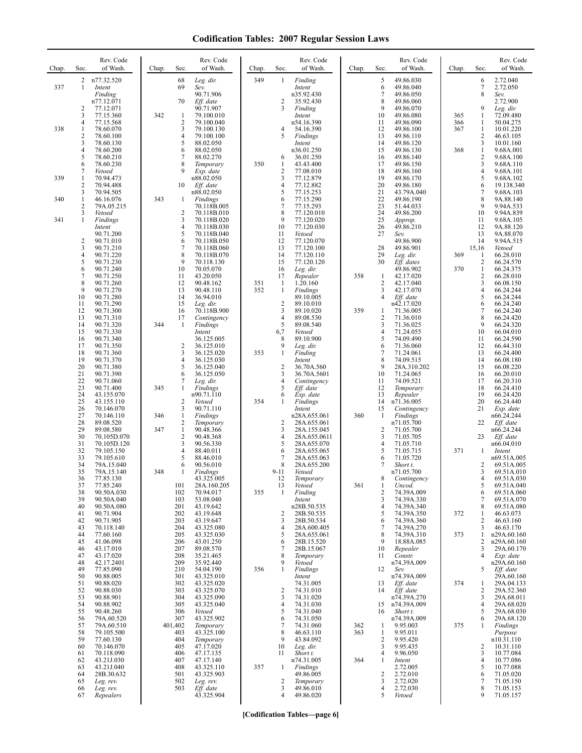# Codification Tables: 2007 Regular Session Laws

| Chap. | Sec. | Rev. Code of Wash. |
|---|---|---|
| | 2 | n77.32.520 |
| 337 | 1 | *Intent* *Finding* n77.12.071 |
| | 2 | 77.12.071 |
| | 3 | 77.15.360 |
| | 4 | 77.15.568 |
| 338 | 1 | 78.60.070 |
| | 2 | 78.60.100 |
| | 3 | 78.60.130 |
| | 4 | 78.60.200 |
| | 5 | 78.60.210 |
| | 6 | 78.60.230 |
| | 7 | *Vetoed* |
| 339 | 1 | 70.94.473 |
| | 2 | 70.94.488 |
| | 3 | 70.94.505 |
| 340 | 1 | 46.16.076 |
| | 2 | 79A.05.215 |
| | 3 | *Vetoed* |
| 341 | 1 | *Findings* *Intent* 90.71.200 |
| | 2 | 90.71.010 |
| | 3 | 90.71.210 |
| | 4 | 90.71.220 |
| | 5 | 90.71.230 |
| | 6 | 90.71.240 |
| | 7 | 90.71.250 |
| | 8 | 90.71.260 |
| | 9 | 90.71.270 |
| | 10 | 90.71.280 |
| | 11 | 90.71.290 |
| | 12 | 90.71.300 |
| | 13 | 90.71.310 |
| | 14 | 90.71.320 |
| | 15 | 90.71.330 |
| | 16 | 90.71.340 |
| | 17 | 90.71.350 |
| | 18 | 90.71.360 |
| | 19 | 90.71.370 |
| | 20 | 90.71.380 |
| | 21 | 90.71.390 |
| | 22 | 90.71.060 |
| | 23 | 90.71.400 |
| | 24 | 43.155.070 |
| | 25 | 43.155.110 |
| | 26 | 70.146.070 |
| | 27 | 70.146.110 |
| | 28 | 89.08.520 |
| | 29 | 89.08.580 |
| | 30 | 70.105D.070 |
| | 31 | 70.105D.120 |
| | 32 | 79.105.150 |
| | 33 | 79.105.610 |
| | 34 | 79A.15.040 |
| | 35 | 79A.15.140 |
| | 36 | 77.85.130 |
| | 37 | 77.85.240 |
| | 38 | 90.50A.030 |
| | 39 | 90.50A.040 |
| | 40 | 90.50A.080 |
| | 41 | 90.71.904 |
| | 42 | 90.71.905 |
| | 43 | 70.118.140 |
| | 44 | 77.60.160 |
| | 45 | 41.06.098 |
| | 46 | 43.17.010 |
| | 47 | 43.17.020 |
| | 48 | 42.17.2401 |
| | 49 | 77.85.090 |
| | 50 | 90.88.005 |
| | 51 | 90.88.020 |
| | 52 | 90.88.030 |
| | 53 | 90.88.901 |
| | 54 | 90.88.902 |
| | 55 | 90.48.260 |
| | 56 | 79A.60.520 |
| | 57 | 79A.60.510 |
| | 58 | 79.105.500 |
| | 59 | 77.60.130 |
| | 60 | 70.146.070 |
| | 61 | 70.118.090 |
| | 62 | 43.21J.030 |
| | 63 | 43.21J.040 |
| | 64 | 28B.30.632 |
| | 65 | *Leg. rev.* |
| | 66 | *Leg. rev.* |
| | 67 | *Repealers* |
| | 68 | *Leg. dir.* |
| | 69 | *Sev.* 90.71.906 |
| | 70 | *Eff. date* 90.71.907 |
| 342 | 1 | 79.100.010 |
| | 2 | 79.100.040 |
| | 3 | 79.100.130 |
| | 4 | 79.100.100 |
| | 5 | 88.02.050 |
| | 6 | 88.02.050 |
| | 7 | 88.02.270 |
| | 8 | *Temporary* |
| | 9 | *Exp. date* n88.02.050 |
| | 10 | *Eff. date* n88.02.050 |
| 343 | 1 | *Findings* 70.118B.005 |
| | 2 | 70.118B.010 |
| | 3 | 70.118B.020 |
| | 4 | 70.118B.030 |
| | 5 | 70.118B.040 |
| | 6 | 70.118B.050 |
| | 7 | 70.118B.060 |
| | 8 | 70.118B.070 |
| | 9 | 70.118.130 |
| | 10 | 70.05.070 |
| | 11 | 43.20.050 |
| | 12 | 90.48.162 |
| | 13 | 90.48.110 |
| | 14 | 36.94.010 |
| | 15 | *Leg. dir.* |
| | 16 | 70.118B.900 |
| | 17 | *Contingency* |
| 344 | 1 | *Findings* *Intent* 36.125.005 |
| | 2 | 36.125.010 |
| | 3 | 36.125.020 |
| | 4 | 36.125.030 |
| | 5 | 36.125.040 |
| | 6 | 36.125.050 |
| | 7 | *Leg. dir.* |
| 345 | 1 | *Findings* n90.71.110 |
| | 2 | *Vetoed* |
| | 3 | 90.71.110 |
| 346 | 1 | *Findings* |
| | 2 | *Temporary* |
| 347 | 1 | 90.48.366 |
| | 2 | 90.48.368 |
| | 3 | 90.56.330 |
| | 4 | 88.40.011 |
| | 5 | 88.46.010 |
| | 6 | 90.56.010 |
| 348 | 1 | *Findings* 43.325.005 |
| | 101 | 28A.160.205 |
| | 102 | 70.94.017 |
| | 103 | 53.08.040 |
| | 201 | 43.19.642 |
| | 202 | 43.19.648 |
| | 203 | 43.19.647 |
| | 204 | 43.325.080 |
| | 205 | 43.325.030 |
| | 206 | 43.01.250 |
| | 207 | 89.08.570 |
| | 208 | 35.21.465 |
| | 209 | 35.92.440 |
| | 210 | 54.04.190 |
| | 301 | 43.325.010 |
| | 302 | 43.325.020 |
| | 303 | 43.325.070 |
| | 304 | 43.325.090 |
| | 305 | 43.325.040 |
| | 306 | *Vetoed* |
| | 307 | 43.325.902 |
| | 401,402 | *Temporary* |
| | 403 | 43.325.100 |
| | 404 | *Temporary* |
| | 405 | 47.17.020 |
| | 406 | 47.17.135 |
| | 407 | 47.17.140 |
| | 408 | 43.325.110 |
| | 501 | 43.325.903 |
| | 502 | *Leg. rev.* |
| | 503 | *Eff. date* 43.325.904 |
| 349 | 1 | *Finding* *Intent* n35.92.430 |
| | 2 | 35.92.430 |
| | 3 | *Finding* *Intent* n54.16.390 |
| | 4 | 54.16.390 |
| | 5 | *Findings* *Intent* n36.01.250 |
| | 6 | 36.01.250 |
| 350 | 1 | 43.43.400 |
| | 2 | 77.08.010 |
| | 3 | 77.12.879 |
| | 4 | 77.12.882 |
| | 5 | 77.15.253 |
| | 6 | 77.15.290 |
| | 7 | 77.15.293 |
| | 8 | 77.120.010 |
| | 9 | 77.120.020 |
| | 10 | 77.120.030 |
| | 11 | *Vetoed* |
| | 12 | 77.120.070 |
| | 13 | 77.120.100 |
| | 14 | 77.120.110 |
| | 15 | 77.120.120 |
| | 16 | *Leg. dir.* |
| | 17 | *Repealer* |
| 351 | 1 | 1.20.160 |
| 352 | 1 | *Findings* 89.10.005 |
| | 2 | 89.10.010 |
| | 3 | 89.10.020 |
| | 4 | 89.08.530 |
| | 5 | 89.08.540 |
| | 6,7 | *Vetoed* |
| | 8 | 89.10.900 |
| | 9 | *Leg. dir.* |
| 353 | 1 | *Finding* *Intent* |
| | 2 | 36.70A.560 |
| | 3 | 36.70A.5601 |
| | 4 | *Contingency* |
| | 5 | *Eff. date* |
| | 6 | *Exp. date* |
| 354 | 1 | *Findings* *Intent* n28A.655.061 |
| | 2 | 28A.655.061 |
| | 3 | 28A.155.045 |
| | 4 | 28A.655.0611 |
| | 5 | 28A.655.070 |
| | 6 | 28A.655.065 |
| | 7 | 28A.655.063 |
| | 8 | 28A.655.200 |
| | 9-11 | *Vetoed* |
| | 12 | *Temporary* |
| | 13 | *Vetoed* |
| 355 | 1 | *Finding* *Intent* n28B.50.535 |
| | 2 | 28B.50.535 |
| | 3 | 28B.50.534 |
| | 4 | 28A.600.405 |
| | 5 | 28A.655.061 |
| | 6 | 28B.15.520 |
| | 7 | 28B.15.067 |
| | 8 | *Temporary* |
| | 9 | *Vetoed* |
| 356 | 1 | *Findings* *Intent* 74.31.005 |
| | 2 | 74.31.010 |
| | 3 | 74.31.020 |
| | 4 | 74.31.030 |
| | 5 | 74.31.040 |
| | 6 | 74.31.050 |
| | 7 | 74.31.060 |
| | 8 | 46.63.110 |
| | 9 | 43.84.092 |
| | 10 | *Leg. dir.* |
| | 11 | *Short t.* n74.31.005 |
| 357 | 1 | *Findings* 49.86.005 |
| | 2 | *Temporary* |
| | 3 | 49.86.010 |
| | 4 | 49.86.020 |
| | 5 | 49.86.030 |
| | 6 | 49.86.040 |
| | 7 | 49.86.050 |
| | 8 | 49.86.060 |
| | 9 | 49.86.070 |
| | 10 | 49.86.080 |
| | 11 | 49.86.090 |
| | 12 | 49.86.100 |
| | 13 | 49.86.110 |
| | 14 | 49.86.120 |
| | 15 | 49.86.130 |
| | 16 | 49.86.140 |
| | 17 | 49.86.150 |
| | 18 | 49.86.160 |
| | 19 | 49.86.170 |
| | 20 | 49.86.180 |
| | 21 | 43.79A.040 |
| | 22 | 49.86.190 |
| | 23 | 51.44.033 |
| | 24 | 49.86.200 |
| | 25 | *Approp.* |
| | 26 | 49.86.210 |
| | 27 | *Sev.* 49.86.900 |
| | 28 | 49.86.901 |
| | 29 | *Leg. dir.* |
| | 30 | *Eff. dates* 49.86.902 |
| 358 | 1 | 42.17.020 |
| | 2 | 42.17.040 |
| | 3 | 42.17.070 |
| | 4 | *Eff. date* n42.17.020 |
| 359 | 1 | 71.36.005 |
| | 2 | 71.36.010 |
| | 3 | 71.36.025 |
| | 4 | 71.24.055 |
| | 5 | 74.09.490 |
| | 6 | 71.36.060 |
| | 7 | 71.24.061 |
| | 8 | 74.09.515 |
| | 9 | 28A.310.202 |
| | 10 | 71.24.065 |
| | 11 | 74.09.521 |
| | 12 | *Temporary* |
| | 13 | *Repealer* |
| | 14 | n71.36.005 |
| | 15 | *Contingency* |
| 360 | 1 | *Findings* n71.05.700 |
| | 2 | 71.05.700 |
| | 3 | 71.05.705 |
| | 4 | 71.05.710 |
| | 5 | 71.05.715 |
| | 6 | 71.05.720 |
| | 7 | *Short t.* n71.05.700 |
| | 8 | *Contingency* |
| 361 | 1 | *Uncod.* |
| | 2 | 74.39A.009 |
| | 3 | 74.39A.330 |
| | 4 | 74.39A.340 |
| | 5 | 74.39A.350 |
| | 6 | 74.39A.360 |
| | 7 | 74.39A.270 |
| | 8 | 74.39A.310 |
| | 9 | 18.88A.085 |
| | 10 | *Repealer* |
| | 11 | *Constr.* n74.39A.009 |
| | 12 | *Sev.* n74.39A.009 |
| | 13 | *Eff. date* |
| | 14 | *Eff. date* n74.39A.270 |
| | 15 | n74.39A.009 |
| | 16 | *Short t.* n74.39A.009 |
| 362 | 1 | 9.95.003 |
| 363 | 1 | 9.95.011 |
| | 2 | 9.95.420 |
| | 3 | 9.95.435 |
| | 4 | 9.96.050 |
| 364 | 1 | *Intent* 2.72.005 |
| | 2 | 2.72.010 |
| | 3 | 2.72.020 |
| | 4 | 2.72.030 |
| | 5 | *Vetoed* |
| | 6 | 2.72.040 |
| | 7 | 2.72.050 |
| | 8 | *Sev.* 2.72.900 |
| | 9 | *Leg. dir.* |
| 365 | 1 | 72.09.480 |
| 366 | 1 | 50.04.275 |
| 367 | 1 | 10.01.220 |
| | 2 | 46.63.105 |
| | 3 | 10.01.160 |
| 368 | 1 | 9.68A.001 |
| | 2 | 9.68A.100 |
| | 3 | 9.68A.110 |
| | 4 | 9.68A.101 |
| | 5 | 9.68A.102 |
| | 6 | 19.138.340 |
| | 7 | 9.68A.103 |
| | 8 | 9A.88.140 |
| | 9 | 9.94A.533 |
| | 10 | 9.94A.839 |
| | 11 | 9.68A.105 |
| | 12 | 9A.88.120 |
| | 13 | 9A.88.070 |
| | 14 | 9.94A.515 |
| | 15,16 | *Vetoed* |
| 369 | 1 | 66.28.010 |
| | 2 | 66.24.570 |
| 370 | 1 | 66.24.375 |
| | 2 | 66.28.010 |
| | 3 | 66.08.150 |
| | 4 | 66.24.244 |
| | 5 | 66.24.244 |
| | 6 | 66.24.240 |
| | 7 | 66.24.240 |
| | 8 | 66.24.420 |
| | 9 | 66.24.320 |
| | 10 | 66.04.010 |
| | 11 | 66.24.590 |
| | 12 | 66.44.310 |
| | 13 | 66.24.400 |
| | 14 | 66.08.180 |
| | 15 | 66.08.220 |
| | 16 | 66.20.010 |
| | 17 | 66.20.310 |
| | 18 | 66.24.410 |
| | 19 | 66.24.420 |
| | 20 | 66.24.440 |
| | 21 | *Exp. date* n66.24.244 |
| | 22 | *Eff. date* n66.24.244 |
| | 23 | *Eff. date* n66.04.010 |
| 371 | 1 | *Intent* n69.51A.005 |
| | 2 | 69.51A.005 |
| | 3 | 69.51A.010 |
| | 4 | 69.51A.030 |
| | 5 | 69.51A.040 |
| | 6 | 69.51A.060 |
| | 7 | 69.51A.070 |
| | 8 | 69.51A.080 |
| 372 | 1 | 46.63.073 |
| | 2 | 46.63.160 |
| | 3 | 46.63.170 |
| 373 | 1 | n29A.60.160 |
| | 2 | n29A.60.160 |
| | 3 | 29A.60.170 |
| | 4 | *Exp. date* n29A.60.160 |
| | 5 | *Eff. date* 29A.60.160 |
| 374 | 1 | 29A.04.133 |
| | 2 | 29A.52.360 |
| | 3 | 29A.68.011 |
| | 4 | 29A.68.020 |
| | 5 | 29A.68.030 |
| | 6 | 29A.68.120 |
| 375 | 1 | *Findings* *Purpose* n10.31.110 |
| | 2 | 10.31.110 |
| | 3 | 10.77.084 |
| | 4 | 10.77.086 |
| | 5 | 10.77.088 |
| | 6 | 71.05.020 |
| | 7 | 71.05.150 |
| | 8 | 71.05.153 |
| | 9 | 71.05.157 |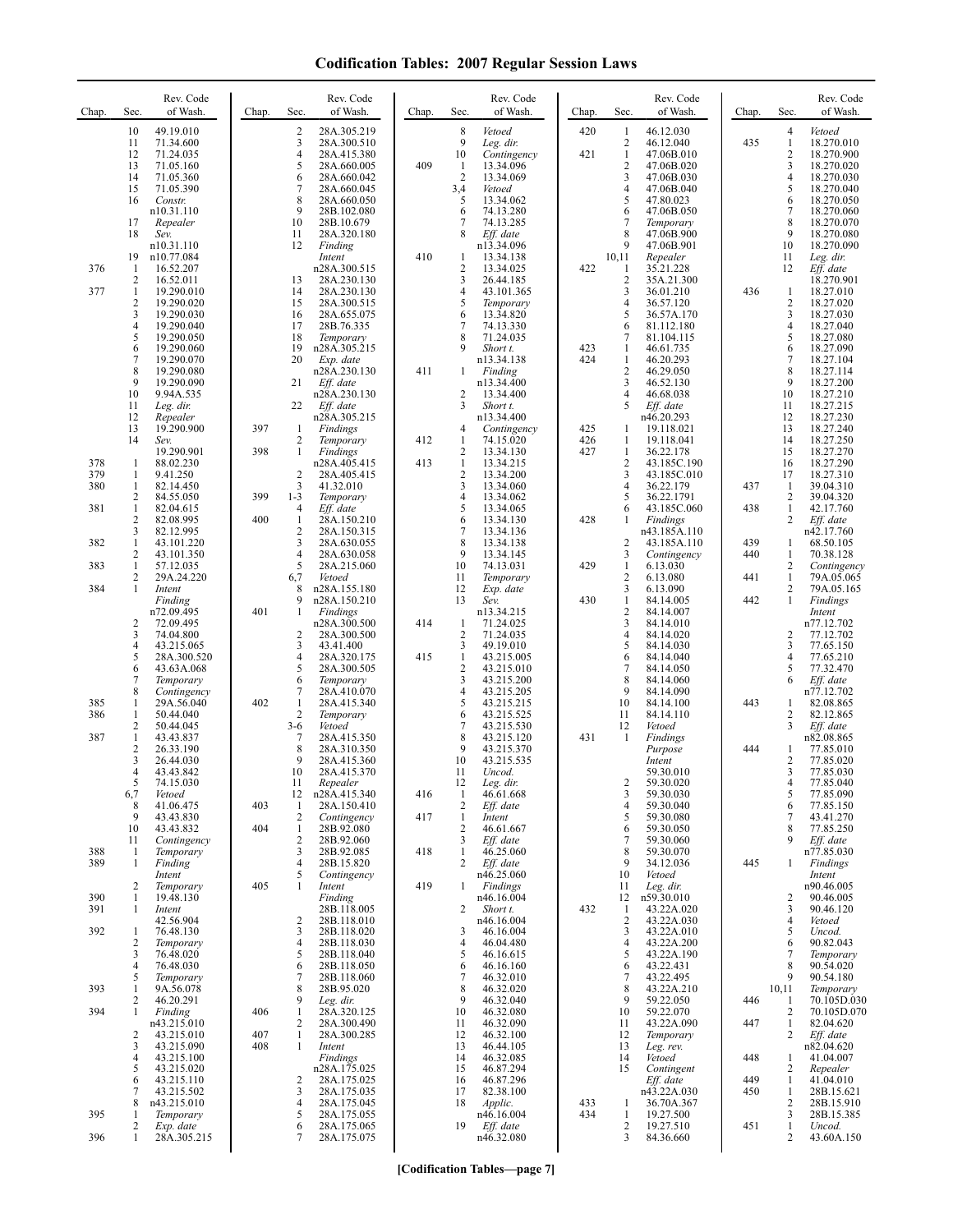# Codification Tables: 2007 Regular Session Laws

| Chap. | Sec. | Rev. Code of Wash. |
|---|---|---|
| | 10 | 49.19.010 |
| | 11 | 71.34.600 |
| | 12 | 71.24.035 |
| | 13 | 71.05.160 |
| | 14 | 71.05.360 |
| | 15 | 71.05.390 |
| | 16 | *Constr.* n10.31.110 |
| | 17 | *Repealer* |
| | 18 | *Sev.* n10.31.110 |
| | 19 | n10.77.084 |
| 376 | 1 | 16.52.207 |
| | 2 | 16.52.011 |
| 377 | 1 | 19.290.010 |
| | 2 | 19.290.020 |
| | 3 | 19.290.030 |
| | 4 | 19.290.040 |
| | 5 | 19.290.050 |
| | 6 | 19.290.060 |
| | 7 | 19.290.070 |
| | 8 | 19.290.080 |
| | 9 | 19.290.090 |
| | 10 | 9.94A.535 |
| | 11 | *Leg. dir.* |
| | 12 | *Repealer* |
| | 13 | 19.290.900 |
| | 14 | *Sev.* 19.290.901 |
| 378 | 1 | 88.02.230 |
| 379 | 1 | 9.41.250 |
| 380 | 1 | 82.14.450 |
| | 2 | 84.55.050 |
| 381 | 1 | 82.04.615 |
| | 2 | 82.08.995 |
| | 3 | 82.12.995 |
| 382 | 1 | 43.101.220 |
| | 2 | 43.101.350 |
| 383 | 1 | 57.12.035 |
| | 2 | 29A.24.220 |
| 384 | 1 | *Intent* *Finding* n72.09.495 |
| | 2 | 72.09.495 |
| | 3 | 74.04.800 |
| | 4 | 43.215.065 |
| | 5 | 28A.300.520 |
| | 6 | 43.63A.068 |
| | 7 | *Temporary* |
| | 8 | *Contingency* |
| 385 | 1 | 29A.56.040 |
| 386 | 1 | 50.44.040 |
| | 2 | 50.44.045 |
| 387 | 1 | 43.43.837 |
| | 2 | 26.33.190 |
| | 3 | 26.44.030 |
| | 4 | 43.43.842 |
| | 5 | 74.15.030 |
| | 6,7 | *Vetoed* |
| | 8 | 41.06.475 |
| | 9 | 43.43.830 |
| | 10 | 43.43.832 |
| | 11 | *Contingency* |
| 388 | 1 | *Temporary* |
| 389 | 1 | *Finding* *Intent* |
| | 2 | *Temporary* |
| 390 | 1 | 19.48.130 |
| 391 | 1 | *Intent* 42.56.904 |
| 392 | 1 | 76.48.130 |
| | 2 | *Temporary* |
| | 3 | 76.48.020 |
| | 4 | 76.48.030 |
| | 5 | *Temporary* |
| 393 | 1 | 9A.56.078 |
| | 2 | 46.20.291 |
| 394 | 1 | *Finding* n43.215.010 |
| | 2 | 43.215.010 |
| | 3 | 43.215.090 |
| | 4 | 43.215.100 |
| | 5 | 43.215.020 |
| | 6 | 43.215.110 |
| | 7 | 43.215.502 |
| | 8 | n43.215.010 |
| 395 | 1 | *Temporary* |
| | 2 | *Exp. date* |
| 396 | 1 | 28A.305.215 |
| | 2 | 28A.305.219 |
| | 3 | 28A.300.510 |
| | 4 | 28A.415.380 |
| | 5 | 28A.660.005 |
| | 6 | 28A.660.042 |
| | 7 | 28A.660.045 |
| | 8 | 28A.660.050 |
| | 9 | 28B.102.080 |
| | 10 | 28B.10.679 |
| | 11 | 28A.320.180 |
| | 12 | *Finding* *Intent* n28A.300.515 |
| | 13 | 28A.230.130 |
| | 14 | 28A.230.130 |
| | 15 | 28A.300.515 |
| | 16 | 28A.655.075 |
| | 17 | 28B.76.335 |
| | 18 | *Temporary* |
| | 19 | n28A.305.215 |
| | 20 | *Exp. date* n28A.230.130 |
| | 21 | *Eff. date* n28A.230.130 |
| | 22 | *Eff. date* n28A.305.215 |
| 397 | 1 | *Findings* |
| | 2 | *Temporary* |
| 398 | 1 | *Findings* n28A.405.415 |
| | 2 | 28A.405.415 |
| | 3 | 41.32.010 |
| 399 | 1-3 | *Temporary* |
| | 4 | *Eff. date* |
| 400 | 1 | 28A.150.210 |
| | 2 | 28A.150.315 |
| | 3 | 28A.630.055 |
| | 4 | 28A.630.058 |
| | 5 | 28A.215.060 |
| | 6,7 | *Vetoed* |
| | 8 | n28A.155.180 |
| | 9 | n28A.150.210 |
| 401 | 1 | *Findings* n28A.300.500 |
| | 2 | 28A.300.500 |
| | 3 | 43.41.400 |
| | 4 | 28A.320.175 |
| | 5 | 28A.300.505 |
| | 6 | *Temporary* |
| | 7 | 28A.410.070 |
| 402 | 1 | 28A.415.340 |
| | 2 | *Temporary* |
| | 3-6 | *Vetoed* |
| | 7 | 28A.415.350 |
| | 8 | 28A.310.350 |
| | 9 | 28A.415.360 |
| | 10 | 28A.415.370 |
| | 11 | *Repealer* |
| | 12 | n28A.415.340 |
| 403 | 1 | 28A.150.410 |
| | 2 | *Contingency* |
| 404 | 1 | 28B.92.080 |
| | 2 | 28B.92.060 |
| | 3 | 28B.92.085 |
| | 4 | 28B.15.820 |
| | 5 | *Contingency* |
| 405 | 1 | *Intent* *Finding* 28B.118.005 |
| | 2 | 28B.118.010 |
| | 3 | 28B.118.020 |
| | 4 | 28B.118.030 |
| | 5 | 28B.118.040 |
| | 6 | 28B.118.050 |
| | 7 | 28B.118.060 |
| | 8 | 28B.95.020 |
| | 9 | *Leg. dir.* |
| 406 | 1 | 28A.320.125 |
| | 2 | 28A.300.490 |
| 407 | 1 | 28A.300.285 |
| 408 | 1 | *Intent* *Findings* n28A.175.025 |
| | 2 | 28A.175.025 |
| | 3 | 28A.175.035 |
| | 4 | 28A.175.045 |
| | 5 | 28A.175.055 |
| | 6 | 28A.175.065 |
| | 7 | 28A.175.075 |
| | 8 | *Vetoed* |
| | 9 | *Leg. dir.* |
| | 10 | *Contingency* |
| 409 | 1 | 13.34.096 |
| | 2 | 13.34.069 |
| | 3,4 | *Vetoed* |
| | 5 | 13.34.062 |
| | 6 | 74.13.280 |
| | 7 | 74.13.285 |
| | 8 | *Eff. date* n13.34.096 |
| 410 | 1 | 13.34.138 |
| | 2 | 13.34.025 |
| | 3 | 26.44.185 |
| | 4 | 43.101.365 |
| | 5 | *Temporary* |
| | 6 | 13.34.820 |
| | 7 | 74.13.330 |
| | 8 | 71.24.035 |
| | 9 | *Short t.* n13.34.138 |
| 411 | 1 | *Finding* n13.34.400 |
| | 2 | 13.34.400 |
| | 3 | *Short t.* n13.34.400 |
| | 4 | *Contingency* |
| 412 | 1 | 74.15.020 |
| | 2 | 13.34.130 |
| 413 | 1 | 13.34.215 |
| | 2 | 13.34.200 |
| | 3 | 13.34.060 |
| | 4 | 13.34.062 |
| | 5 | 13.34.065 |
| | 6 | 13.34.130 |
| | 7 | 13.34.136 |
| | 8 | 13.34.138 |
| | 9 | 13.34.145 |
| | 10 | 74.13.031 |
| | 11 | *Temporary* |
| | 12 | *Exp. date* |
| | 13 | *Sev.* n13.34.215 |
| 414 | 1 | 71.24.025 |
| | 2 | 71.24.035 |
| | 3 | 49.19.010 |
| 415 | 1 | 43.215.005 |
| | 2 | 43.215.010 |
| | 3 | 43.215.200 |
| | 4 | 43.215.205 |
| | 5 | 43.215.215 |
| | 6 | 43.215.525 |
| | 7 | 43.215.530 |
| | 8 | 43.215.120 |
| | 9 | 43.215.370 |
| | 10 | 43.215.535 |
| | 11 | *Uncod.* |
| | 12 | *Leg. dir.* |
| 416 | 1 | 46.61.668 |
| | 2 | *Eff. date* |
| 417 | 1 | *Intent* |
| | 2 | 46.61.667 |
| | 3 | *Eff. date* |
| 418 | 1 | 46.25.060 |
| | 2 | *Eff. date* n46.25.060 |
| 419 | 1 | *Findings* n46.16.004 |
| | 2 | *Short t.* n46.16.004 |
| | 3 | 46.16.004 |
| | 4 | 46.04.480 |
| | 5 | 46.16.615 |
| | 6 | 46.16.160 |
| | 7 | 46.32.010 |
| | 8 | 46.32.020 |
| | 9 | 46.32.040 |
| | 10 | 46.32.080 |
| | 11 | 46.32.090 |
| | 12 | 46.32.100 |
| | 13 | 46.44.105 |
| | 14 | 46.32.085 |
| | 15 | 46.87.294 |
| | 16 | 46.87.296 |
| | 17 | 82.38.100 |
| | 18 | *Applic.* n46.16.004 |
| | 19 | *Eff. date* n46.32.080 |
| 420 | 1 | 46.12.030 |
| | 2 | 46.12.040 |
| 421 | 1 | 47.06B.010 |
| | 2 | 47.06B.020 |
| | 3 | 47.06B.030 |
| | 4 | 47.06B.040 |
| | 5 | 47.80.023 |
| | 6 | 47.06B.050 |
| | 7 | *Temporary* |
| | 8 | 47.06B.900 |
| | 9 | 47.06B.901 |
| | 10,11 | *Repealer* |
| 422 | 1 | 35.21.228 |
| | 2 | 35A.21.300 |
| | 3 | 36.01.210 |
| | 4 | 36.57.120 |
| | 5 | 36.57A.170 |
| | 6 | 81.112.180 |
| | 7 | 81.104.115 |
| 423 | 1 | 46.61.735 |
| 424 | 1 | 46.20.293 |
| | 2 | 46.29.050 |
| | 3 | 46.52.130 |
| | 4 | 46.68.038 |
| | 5 | *Eff. date* n46.20.293 |
| 425 | 1 | 19.118.021 |
| 426 | 1 | 19.118.041 |
| 427 | 1 | 36.22.178 |
| | 2 | 43.185C.190 |
| | 3 | 43.185C.010 |
| | 4 | 36.22.179 |
| | 5 | 36.22.1791 |
| | 6 | 43.185C.060 |
| 428 | 1 | *Findings* n43.185A.110 |
| | 2 | 43.185A.110 |
| | 3 | *Contingency* |
| 429 | 1 | 6.13.030 |
| | 2 | 6.13.080 |
| | 3 | 6.13.090 |
| 430 | 1 | 84.14.005 |
| | 2 | 84.14.007 |
| | 3 | 84.14.010 |
| | 4 | 84.14.020 |
| | 5 | 84.14.030 |
| | 6 | 84.14.040 |
| | 7 | 84.14.050 |
| | 8 | 84.14.060 |
| | 9 | 84.14.090 |
| | 10 | 84.14.100 |
| | 11 | 84.14.110 |
| | 12 | *Vetoed* |
| 431 | 1 | *Findings* *Purpose* *Intent* 59.30.010 |
| | 2 | 59.30.020 |
| | 3 | 59.30.030 |
| | 4 | 59.30.040 |
| | 5 | 59.30.080 |
| | 6 | 59.30.050 |
| | 7 | 59.30.060 |
| | 8 | 59.30.070 |
| | 9 | 34.12.036 |
| | 10 | *Vetoed* |
| | 11 | *Leg. dir.* |
| | 12 | n59.30.010 |
| 432 | 1 | 43.22A.020 |
| | 2 | 43.22A.030 |
| | 3 | 43.22A.010 |
| | 4 | 43.22A.200 |
| | 5 | 43.22A.190 |
| | 6 | 43.22.431 |
| | 7 | 43.22.495 |
| | 8 | 43.22A.210 |
| | 9 | 59.22.050 |
| | 10 | 59.22.070 |
| | 11 | 43.22A.090 |
| | 12 | *Temporary* |
| | 13 | *Leg. rev.* |
| | 14 | *Vetoed* |
| | 15 | *Contingent* *Eff. date* n43.22A.030 |
| 433 | 1 | 36.70A.367 |
| 434 | 1 | 19.27.500 |
| | 2 | 19.27.510 |
| | 3 | 84.36.660 |
| | 4 | *Vetoed* |
| 435 | 1 | 18.270.010 |
| | 2 | 18.270.900 |
| | 3 | 18.270.020 |
| | 4 | 18.270.030 |
| | 5 | 18.270.040 |
| | 6 | 18.270.050 |
| | 7 | 18.270.060 |
| | 8 | 18.270.070 |
| | 9 | 18.270.080 |
| | 10 | 18.270.090 |
| | 11 | *Leg. dir.* |
| | 12 | *Eff. date* 18.270.901 |
| 436 | 1 | 18.27.010 |
| | 2 | 18.27.020 |
| | 3 | 18.27.030 |
| | 4 | 18.27.040 |
| | 5 | 18.27.080 |
| | 6 | 18.27.090 |
| | 7 | 18.27.104 |
| | 8 | 18.27.114 |
| | 9 | 18.27.200 |
| | 10 | 18.27.210 |
| | 11 | 18.27.215 |
| | 12 | 18.27.230 |
| | 13 | 18.27.240 |
| | 14 | 18.27.250 |
| | 15 | 18.27.270 |
| | 16 | 18.27.290 |
| | 17 | 18.27.310 |
| 437 | 1 | 39.04.310 |
| | 2 | 39.04.320 |
| 438 | 1 | 42.17.760 |
| | 2 | *Eff. date* n42.17.760 |
| 439 | 1 | 68.50.105 |
| 440 | 1 | 70.38.128 |
| | 2 | *Contingency* |
| 441 | 1 | 79A.05.065 |
| | 2 | 79A.05.165 |
| 442 | 1 | *Findings* *Intent* n77.12.702 |
| | 2 | 77.12.702 |
| | 3 | 77.65.150 |
| | 4 | 77.65.210 |
| | 5 | 77.32.470 |
| | 6 | *Eff. date* n77.12.702 |
| 443 | 1 | 82.08.865 |
| | 2 | 82.12.865 |
| | 3 | *Eff. date* n82.08.865 |
| 444 | 1 | 77.85.010 |
| | 2 | 77.85.020 |
| | 3 | 77.85.030 |
| | 4 | 77.85.040 |
| | 5 | 77.85.090 |
| | 6 | 77.85.150 |
| | 7 | 43.41.270 |
| | 8 | 77.85.250 |
| | 9 | *Eff. date* n77.85.030 |
| 445 | 1 | *Findings* *Intent* n90.46.005 |
| | 2 | 90.46.005 |
| | 3 | 90.46.120 |
| | 4 | *Vetoed* |
| | 5 | *Uncod.* |
| | 6 | 90.82.043 |
| | 7 | *Temporary* |
| | 8 | 90.54.020 |
| | 9 | 90.54.180 |
| | 10,11 | *Temporary* |
| 446 | 1 | 70.105D.030 |
| | 2 | 70.105D.070 |
| 447 | 1 | 82.04.620 |
| | 2 | *Eff. date* n82.04.620 |
| 448 | 1 | 41.04.007 |
| | 2 | *Repealer* |
| 449 | 1 | 41.04.010 |
| 450 | 1 | 28B.15.621 |
| | 2 | 28B.15.910 |
| | 3 | 28B.15.385 |
| 451 | 1 | *Uncod.* |
| | 2 | 43.60A.150 |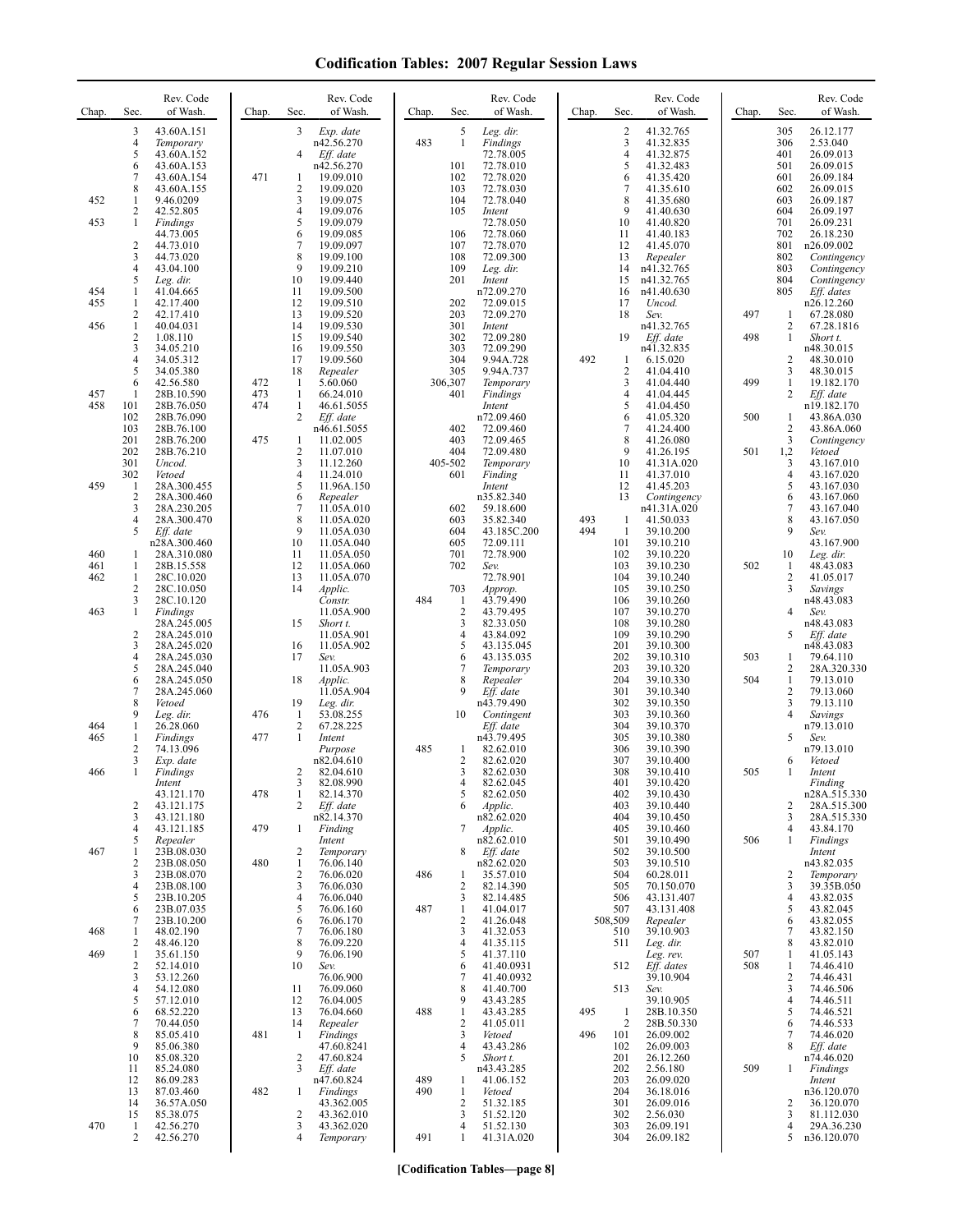# Codification Tables: 2007 Regular Session Laws

| Chap. | Sec. | Rev. Code of Wash. |
|---|---|---|
| | 3 | 43.60A.151 |
| | 4 | *Temporary* |
| | 5 | 43.60A.152 |
| | 6 | 43.60A.153 |
| | 7 | 43.60A.154 |
| | 8 | 43.60A.155 |
| 452 | 1 | 9.46.0209 |
| | 2 | 42.52.805 |
| 453 | 1 | *Findings* 44.73.005 |
| | 2 | 44.73.010 |
| | 3 | 44.73.020 |
| | 4 | 43.04.100 |
| | 5 | *Leg. dir.* |
| 454 | 1 | 41.04.665 |
| 455 | 1 | 42.17.400 |
| | 2 | 42.17.410 |
| 456 | 1 | 40.04.031 |
| | 2 | 1.08.110 |
| | 3 | 34.05.210 |
| | 4 | 34.05.312 |
| | 5 | 34.05.380 |
| | 6 | 42.56.580 |
| 457 | 1 | 28B.10.590 |
| 458 | 101 | 28B.76.050 |
| | 102 | 28B.76.090 |
| | 103 | 28B.76.100 |
| | 201 | 28B.76.200 |
| | 202 | 28B.76.210 |
| | 301 | *Uncod.* |
| | 302 | *Vetoed* |
| 459 | 1 | 28A.300.455 |
| | 2 | 28A.300.460 |
| | 3 | 28A.230.205 |
| | 4 | 28A.300.470 |
| | 5 | *Eff. date* n28A.300.460 |
| 460 | 1 | 28A.310.080 |
| 461 | 1 | 28B.15.558 |
| 462 | 1 | 28C.10.020 |
| | 2 | 28C.10.050 |
| | 3 | 28C.10.120 |
| 463 | 1 | *Findings* 28A.245.005 |
| | 2 | 28A.245.010 |
| | 3 | 28A.245.020 |
| | 4 | 28A.245.030 |
| | 5 | 28A.245.040 |
| | 6 | 28A.245.050 |
| | 7 | 28A.245.060 |
| | 8 | *Vetoed* |
| | 9 | *Leg. dir.* |
| 464 | 1 | 26.28.060 |
| 465 | 1 | *Findings* |
| | 2 | 74.13.096 |
| | 3 | *Exp. date* |
| 466 | 1 | *Findings* *Intent* 43.121.170 |
| | 2 | 43.121.175 |
| | 3 | 43.121.180 |
| | 4 | 43.121.185 |
| | 5 | *Repealer* |
| 467 | 1 | 23B.08.030 |
| | 2 | 23B.08.050 |
| | 3 | 23B.08.070 |
| | 4 | 23B.08.100 |
| | 5 | 23B.10.205 |
| | 6 | 23B.07.035 |
| | 7 | 23B.10.200 |
| 468 | 1 | 48.02.190 |
| | 2 | 48.46.120 |
| 469 | 1 | 35.61.150 |
| | 2 | 52.14.010 |
| | 3 | 53.12.260 |
| | 4 | 54.12.080 |
| | 5 | 57.12.010 |
| | 6 | 68.52.220 |
| | 7 | 70.44.050 |
| | 8 | 85.05.410 |
| | 9 | 85.06.380 |
| | 10 | 85.08.320 |
| | 11 | 85.24.080 |
| | 12 | 86.09.283 |
| | 13 | 87.03.460 |
| | 14 | 36.57A.050 |
| | 15 | 85.38.075 |
| 470 | 1 | 42.56.270 |
| | 2 | 42.56.270 |
| | 3 | *Exp. date* n42.56.270 |
| | 4 | *Eff. date* n42.56.270 |
| 471 | 1 | 19.09.010 |
| | 2 | 19.09.020 |
| | 3 | 19.09.075 |
| | 4 | 19.09.076 |
| | 5 | 19.09.079 |
| | 6 | 19.09.085 |
| | 7 | 19.09.097 |
| | 8 | 19.09.100 |
| | 9 | 19.09.210 |
| | 10 | 19.09.440 |
| | 11 | 19.09.500 |
| | 12 | 19.09.510 |
| | 13 | 19.09.520 |
| | 14 | 19.09.530 |
| | 15 | 19.09.540 |
| | 16 | 19.09.550 |
| | 17 | 19.09.560 |
| | 18 | *Repealer* |
| 472 | 1 | 5.60.060 |
| 473 | 1 | 66.24.010 |
| 474 | 1 | 46.61.5055 |
| | 2 | *Eff. date* n46.61.5055 |
| 475 | 1 | 11.02.005 |
| | 2 | 11.07.010 |
| | 3 | 11.12.260 |
| | 4 | 11.24.010 |
| | 5 | 11.96A.150 |
| | 6 | *Repealer* |
| | 7 | 11.05A.010 |
| | 8 | 11.05A.020 |
| | 9 | 11.05A.030 |
| | 10 | 11.05A.040 |
| | 11 | 11.05A.050 |
| | 12 | 11.05A.060 |
| | 13 | 11.05A.070 |
| | 14 | *Applic.* *Constr.* 11.05A.900 |
| | 15 | *Short t.* 11.05A.901 |
| | 16 | 11.05A.902 |
| | 17 | *Sev.* 11.05A.903 |
| | 18 | *Applic.* 11.05A.904 |
| | 19 | *Leg. dir.* |
| 476 | 1 | 53.08.255 |
| | 2 | 67.28.225 |
| 477 | 1 | *Intent* *Purpose* n82.04.610 |
| | 2 | 82.04.610 |
| | 3 | 82.08.990 |
| 478 | 1 | 82.14.370 |
| | 2 | *Eff. date* n82.14.370 |
| 479 | 1 | *Finding* *Intent* |
| | 2 | *Temporary* |
| 480 | 1 | 76.06.140 |
| | 2 | 76.06.020 |
| | 3 | 76.06.030 |
| | 4 | 76.06.040 |
| | 5 | 76.06.160 |
| | 6 | 76.06.170 |
| | 7 | 76.06.180 |
| | 8 | 76.09.220 |
| | 9 | 76.06.190 |
| | 10 | *Sev.* 76.06.900 |
| | 11 | 76.09.060 |
| | 12 | 76.04.005 |
| | 13 | 76.04.660 |
| | 14 | *Repealer* |
| 481 | 1 | *Findings* 47.60.8241 |
| | 2 | 47.60.824 |
| | 3 | *Eff. date* n47.60.824 |
| 482 | 1 | *Findings* 43.362.005 |
| | 2 | 43.362.010 |
| | 3 | 43.362.020 |
| | 4 | *Temporary* |
| | 5 | *Leg. dir.* |
| 483 | 1 | *Findings* 72.78.005 |
| | 101 | 72.78.010 |
| | 102 | 72.78.020 |
| | 103 | 72.78.030 |
| | 104 | 72.78.040 |
| | 105 | *Intent* 72.78.050 |
| | 106 | 72.78.060 |
| | 107 | 72.78.070 |
| | 108 | 72.09.300 |
| | 109 | *Leg. dir.* |
| | 201 | *Intent* n72.09.270 |
| | 202 | 72.09.015 |
| | 203 | 72.09.270 |
| | 301 | *Intent* |
| | 302 | 72.09.280 |
| | 303 | 72.09.290 |
| | 304 | 9.94A.728 |
| | 305 | 9.94A.737 |
| | 306,307 | *Temporary* |
| | 401 | *Findings* *Intent* n72.09.460 |
| | 402 | 72.09.460 |
| | 403 | 72.09.465 |
| | 404 | 72.09.480 |
| | 405-502 | *Temporary* |
| | 601 | *Finding* *Intent* n35.82.340 |
| | 602 | 59.18.600 |
| | 603 | 35.82.340 |
| | 604 | 43.185C.200 |
| | 605 | 72.09.111 |
| | 701 | 72.78.900 |
| | 702 | *Sev.* 72.78.901 |
| | 703 | *Approp.* |
| 484 | 1 | 43.79.490 |
| | 2 | 43.79.495 |
| | 3 | 82.33.050 |
| | 4 | 43.84.092 |
| | 5 | 43.135.045 |
| | 6 | 43.135.035 |
| | 7 | *Temporary* |
| | 8 | *Repealer* |
| | 9 | *Eff. date* n43.79.490 |
| | 10 | *Contingent* *Eff. date* n43.79.495 |
| 485 | 1 | 82.62.010 |
| | 2 | 82.62.020 |
| | 3 | 82.62.030 |
| | 4 | 82.62.045 |
| | 5 | 82.62.050 |
| | 6 | *Applic.* n82.62.020 |
| | 7 | *Applic.* n82.62.010 |
| | 8 | *Eff. date* n82.62.020 |
| 486 | 1 | 35.57.010 |
| | 2 | 82.14.390 |
| | 3 | 82.14.485 |
| 487 | 1 | 41.04.017 |
| | 2 | 41.26.048 |
| | 3 | 41.32.053 |
| | 4 | 41.35.115 |
| | 5 | 41.37.110 |
| | 6 | 41.40.0931 |
| | 7 | 41.40.0932 |
| | 8 | 41.40.700 |
| | 9 | 43.43.285 |
| 488 | 1 | 43.43.285 |
| | 2 | 41.05.011 |
| | 3 | *Vetoed* |
| | 4 | 43.43.286 |
| | 5 | *Short t.* n43.43.285 |
| 489 | 1 | 41.06.152 |
| 490 | 1 | *Vetoed* |
| | 2 | 51.32.185 |
| | 3 | 51.52.120 |
| | 4 | 51.52.130 |
| 491 | 1 | 41.31A.020 |
| | 2 | 41.32.765 |
| | 3 | 41.32.835 |
| | 4 | 41.32.875 |
| | 5 | 41.32.483 |
| | 6 | 41.35.420 |
| | 7 | 41.35.610 |
| | 8 | 41.35.680 |
| | 9 | 41.40.630 |
| | 10 | 41.40.820 |
| | 11 | 41.40.183 |
| | 12 | 41.45.070 |
| | 13 | *Repealer* |
| | 14 | n41.32.765 |
| | 15 | n41.32.765 |
| | 16 | n41.40.630 |
| | 17 | *Uncod.* |
| | 18 | *Sev.* n41.32.765 |
| | 19 | *Eff. date* n41.32.835 |
| 492 | 1 | 6.15.020 |
| | 2 | 41.04.410 |
| | 3 | 41.04.440 |
| | 4 | 41.04.445 |
| | 5 | 41.04.450 |
| | 6 | 41.05.320 |
| | 7 | 41.24.400 |
| | 8 | 41.26.080 |
| | 9 | 41.26.195 |
| | 10 | 41.31A.020 |
| | 11 | 41.37.010 |
| | 12 | 41.45.203 |
| | 13 | *Contingency* n41.31A.020 |
| 493 | 1 | 41.50.033 |
| 494 | 1 | 39.10.200 |
| | 101 | 39.10.210 |
| | 102 | 39.10.220 |
| | 103 | 39.10.230 |
| | 104 | 39.10.240 |
| | 105 | 39.10.250 |
| | 106 | 39.10.260 |
| | 107 | 39.10.270 |
| | 108 | 39.10.280 |
| | 109 | 39.10.290 |
| | 201 | 39.10.300 |
| | 202 | 39.10.310 |
| | 203 | 39.10.320 |
| | 204 | 39.10.330 |
| | 301 | 39.10.340 |
| | 302 | 39.10.350 |
| | 303 | 39.10.360 |
| | 304 | 39.10.370 |
| | 305 | 39.10.380 |
| | 306 | 39.10.390 |
| | 307 | 39.10.400 |
| | 308 | 39.10.410 |
| | 401 | 39.10.420 |
| | 402 | 39.10.430 |
| | 403 | 39.10.440 |
| | 404 | 39.10.450 |
| | 405 | 39.10.460 |
| | 501 | 39.10.490 |
| | 502 | 39.10.500 |
| | 503 | 39.10.510 |
| | 504 | 60.28.011 |
| | 505 | 70.150.070 |
| | 506 | 43.131.407 |
| | 507 | 43.131.408 |
| | 508,509 | *Repealer* |
| | 510 | 39.10.903 |
| | 511 | *Leg. dir.* *Leg. rev.* |
| | 512 | *Eff. dates* 39.10.904 |
| | 513 | *Sev.* 39.10.905 |
| 495 | 1 | 28B.10.350 |
| | 2 | 28B.50.330 |
| 496 | 101 | 26.09.002 |
| | 102 | 26.09.003 |
| | 201 | 26.12.260 |
| | 202 | 2.56.180 |
| | 203 | 26.09.020 |
| | 204 | 36.18.016 |
| | 301 | 26.09.016 |
| | 302 | 2.56.030 |
| | 303 | 26.09.191 |
| | 304 | 26.09.182 |
| | 305 | 26.12.177 |
| | 306 | 2.53.040 |
| | 401 | 26.09.013 |
| | 501 | 26.09.015 |
| | 601 | 26.09.184 |
| | 602 | 26.09.015 |
| | 603 | 26.09.187 |
| | 604 | 26.09.197 |
| | 701 | 26.09.231 |
| | 702 | 26.18.230 |
| | 801 | n26.09.002 |
| | 802 | *Contingency* |
| | 803 | *Contingency* |
| | 804 | *Contingency* |
| | 805 | *Eff. dates* n26.12.260 |
| 497 | 1 | 67.28.080 |
| | 2 | 67.28.1816 |
| 498 | 1 | *Short t.* n48.30.015 |
| | 2 | 48.30.010 |
| | 3 | 48.30.015 |
| 499 | 1 | 19.182.170 |
| | 2 | *Eff. date* n19.182.170 |
| 500 | 1 | 43.86A.030 |
| | 2 | 43.86A.060 |
| | 3 | *Contingency* |
| 501 | 1,2 | *Vetoed* |
| | 3 | 43.167.010 |
| | 4 | 43.167.020 |
| | 5 | 43.167.030 |
| | 6 | 43.167.060 |
| | 7 | 43.167.040 |
| | 8 | 43.167.050 |
| | 9 | *Sev.* 43.167.900 |
| | 10 | *Leg. dir.* |
| 502 | 1 | 48.43.083 |
| | 2 | 41.05.017 |
| | 3 | *Savings* n48.43.083 |
| | 4 | *Sev.* n48.43.083 |
| | 5 | *Eff. date* n48.43.083 |
| 503 | 1 | 79.64.110 |
| | 2 | 28A.320.330 |
| 504 | 1 | 79.13.010 |
| | 2 | 79.13.060 |
| | 3 | 79.13.110 |
| | 4 | *Savings* n79.13.010 |
| | 5 | *Sev.* n79.13.010 |
| | 6 | *Vetoed* |
| 505 | 1 | *Intent* *Finding* n28A.515.330 |
| | 2 | 28A.515.300 |
| | 3 | 28A.515.330 |
| | 4 | 43.84.170 |
| 506 | 1 | *Findings* *Intent* n43.82.035 |
| | 2 | *Temporary* |
| | 3 | 39.35B.050 |
| | 4 | 43.82.035 |
| | 5 | 43.82.045 |
| | 6 | 43.82.055 |
| | 7 | 43.82.150 |
| | 8 | 43.82.010 |
| 507 | 1 | 41.05.143 |
| 508 | 1 | 74.46.410 |
| | 2 | 74.46.431 |
| | 3 | 74.46.506 |
| | 4 | 74.46.511 |
| | 5 | 74.46.521 |
| | 6 | 74.46.533 |
| | 7 | 74.46.020 |
| | 8 | *Eff. date* n74.46.020 |
| 509 | 1 | *Findings* *Intent* n36.120.070 |
| | 2 | 36.120.070 |
| | 3 | 81.112.030 |
| | 4 | 29A.36.230 |
| | 5 | n36.120.070 |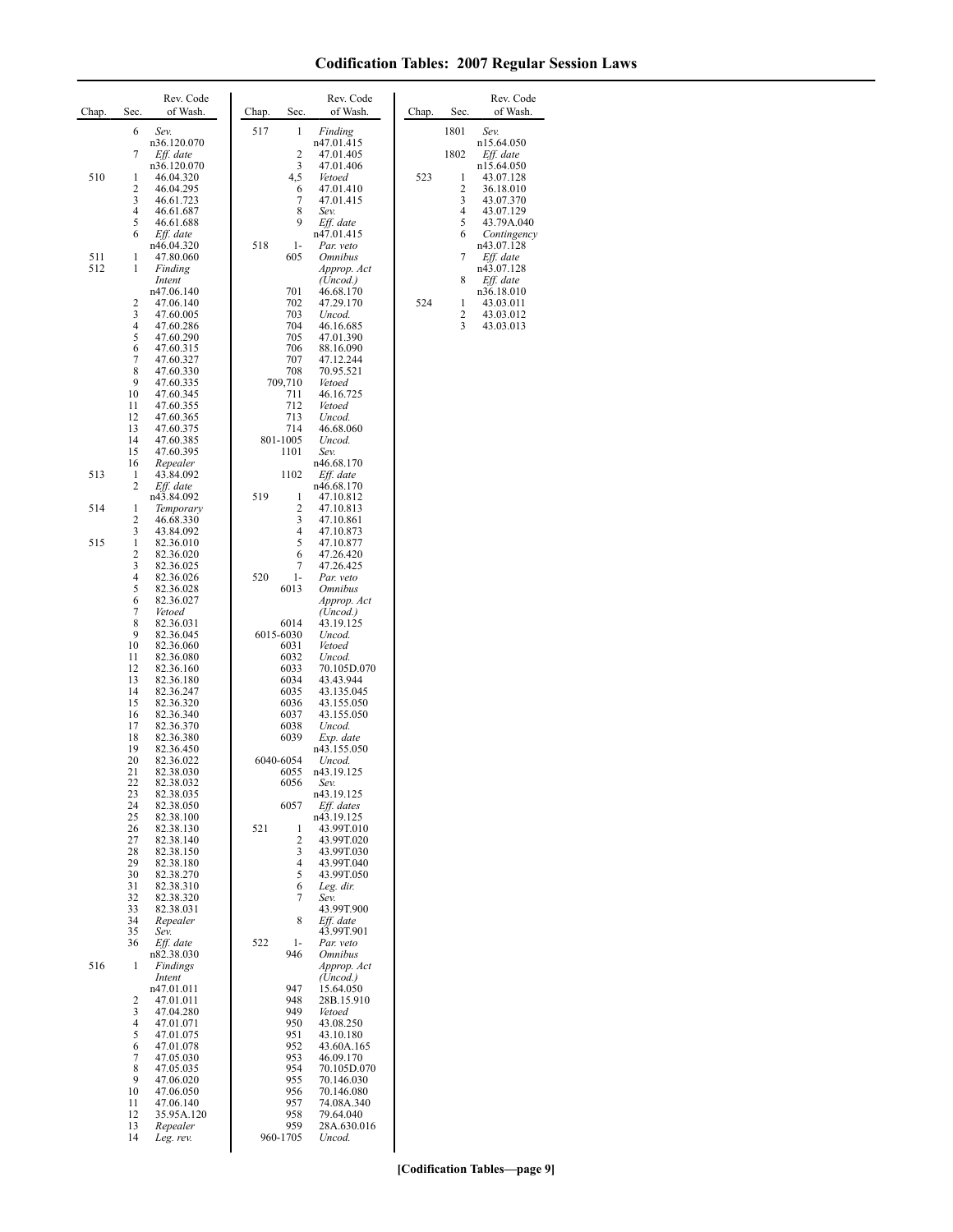# Codification Tables: 2007 Regular Session Laws

| Chap. | Sec. | Rev. Code of Wash. |
|---|---|---|
| | 6 | *Sev.* n36.120.070 |
| | 7 | *Eff. date* n36.120.070 |
| 510 | 1 | 46.04.320 |
| | 2 | 46.04.295 |
| | 3 | 46.61.723 |
| | 4 | 46.61.687 |
| | 5 | 46.61.688 |
| | 6 | *Eff. date* n46.04.320 |
| 511 | 1 | 47.80.060 |
| 512 | 1 | *Finding Intent* n47.06.140 |
| | 2 | 47.06.140 |
| | 3 | 47.60.005 |
| | 4 | 47.60.286 |
| | 5 | 47.60.290 |
| | 6 | 47.60.315 |
| | 7 | 47.60.327 |
| | 8 | 47.60.330 |
| | 9 | 47.60.335 |
| | 10 | 47.60.345 |
| | 11 | 47.60.355 |
| | 12 | 47.60.365 |
| | 13 | 47.60.375 |
| | 14 | 47.60.385 |
| | 15 | 47.60.395 |
| | 16 | *Repealer* |
| 513 | 1 | 43.84.092 |
| | 2 | *Eff. date* n43.84.092 |
| 514 | 1 | *Temporary* |
| | 2 | 46.68.330 |
| | 3 | 43.84.092 |
| 515 | 1 | 82.36.010 |
| | 2 | 82.36.020 |
| | 3 | 82.36.025 |
| | 4 | 82.36.026 |
| | 5 | 82.36.028 |
| | 6 | 82.36.027 |
| | 7 | *Vetoed* |
| | 8 | 82.36.031 |
| | 9 | 82.36.045 |
| | 10 | 82.36.060 |
| | 11 | 82.36.080 |
| | 12 | 82.36.160 |
| | 13 | 82.36.180 |
| | 14 | 82.36.247 |
| | 15 | 82.36.320 |
| | 16 | 82.36.340 |
| | 17 | 82.36.370 |
| | 18 | 82.36.380 |
| | 19 | 82.36.450 |
| | 20 | 82.36.022 |
| | 21 | 82.38.030 |
| | 22 | 82.38.032 |
| | 23 | 82.38.035 |
| | 24 | 82.38.050 |
| | 25 | 82.38.100 |
| | 26 | 82.38.130 |
| | 27 | 82.38.140 |
| | 28 | 82.38.150 |
| | 29 | 82.38.180 |
| | 30 | 82.38.270 |
| | 31 | 82.38.310 |
| | 32 | 82.38.320 |
| | 33 | 82.38.031 |
| | 34 | *Repealer* |
| | 35 | *Sev.* |
| | 36 | *Eff. date* n82.38.030 |
| 516 | 1 | *Findings Intent* n47.01.011 |
| | 2 | 47.01.011 |
| | 3 | 47.04.280 |
| | 4 | 47.01.071 |
| | 5 | 47.01.075 |
| | 6 | 47.01.078 |
| | 7 | 47.05.030 |
| | 8 | 47.05.035 |
| | 9 | 47.06.020 |
| | 10 | 47.06.050 |
| | 11 | 47.06.140 |
| | 12 | 35.95A.120 |
| | 13 | *Repealer* |
| | 14 | *Leg. rev.* |
| 517 | 1 | *Finding* n47.01.415 |
| | 2 | 47.01.405 |
| | 3 | 47.01.406 |
| | 4,5 | *Vetoed* |
| | 6 | 47.01.410 |
| | 7 | 47.01.415 |
| | 8 | *Sev.* |
| | 9 | *Eff. date* n47.01.415 |
| 518 | 1-605 | *Par. veto Omnibus Approp. Act (Uncod.)* |
| | 701 | 46.68.170 |
| | 702 | 47.29.170 |
| | 703 | *Uncod.* |
| | 704 | 46.16.685 |
| | 705 | 47.01.390 |
| | 706 | 88.16.090 |
| | 707 | 47.12.244 |
| | 708 | 70.95.521 |
| | 709,710 | *Vetoed* |
| | 711 | 46.16.725 |
| | 712 | *Vetoed* |
| | 713 | *Uncod.* |
| | 714 | 46.68.060 |
| | 801-1005 | *Uncod.* |
| | 1101 | *Sev.* n46.68.170 |
| | 1102 | *Eff. date* n46.68.170 |
| 519 | 1 | 47.10.812 |
| | 2 | 47.10.813 |
| | 3 | 47.10.861 |
| | 4 | 47.10.873 |
| | 5 | 47.10.877 |
| | 6 | 47.26.420 |
| | 7 | 47.26.425 |
| 520 | 1-6013 | *Par. veto Omnibus Approp. Act (Uncod.)* |
| | 6014 | 43.19.125 |
| | 6015-6030 | *Uncod.* |
| | 6031 | *Vetoed* |
| | 6032 | *Uncod.* |
| | 6033 | 70.105D.070 |
| | 6034 | 43.43.944 |
| | 6035 | 43.135.045 |
| | 6036 | 43.155.050 |
| | 6037 | 43.155.050 |
| | 6038 | *Uncod.* |
| | 6039 | *Exp. date* n43.155.050 |
| | 6040-6054 | *Uncod.* |
| | 6055 | n43.19.125 |
| | 6056 | *Sev.* n43.19.125 |
| | 6057 | *Eff. dates* n43.19.125 |
| 521 | 1 | 43.99T.010 |
| | 2 | 43.99T.020 |
| | 3 | 43.99T.030 |
| | 4 | 43.99T.040 |
| | 5 | 43.99T.050 |
| | 6 | *Leg. dir.* |
| | 7 | *Sev.* 43.99T.900 |
| | 8 | *Eff. date* 43.99T.901 |
| 522 | 1-946 | *Par. veto Omnibus Approp. Act (Uncod.)* |
| | 947 | 15.64.050 |
| | 948 | 28B.15.910 |
| | 949 | *Vetoed* |
| | 950 | 43.08.250 |
| | 951 | 43.10.180 |
| | 952 | 43.60A.165 |
| | 953 | 46.09.170 |
| | 954 | 70.105D.070 |
| | 955 | 70.146.030 |
| | 956 | 70.146.080 |
| | 957 | 74.08A.340 |
| | 958 | 79.64.040 |
| | 959 | 28A.630.016 |
| | 960-1705 | *Uncod.* |
| | 1801 | *Sev.* n15.64.050 |
| | 1802 | *Eff. date* n15.64.050 |
| 523 | 1 | 43.07.128 |
| | 2 | 36.18.010 |
| | 3 | 43.07.370 |
| | 4 | 43.07.129 |
| | 5 | 43.79A.040 |
| | 6 | *Contingency* n43.07.128 |
| | 7 | *Eff. date* n43.07.128 |
| | 8 | *Eff. date* n36.18.010 |
| 524 | 1 | 43.03.011 |
| | 2 | 43.03.012 |
| | 3 | 43.03.013 |